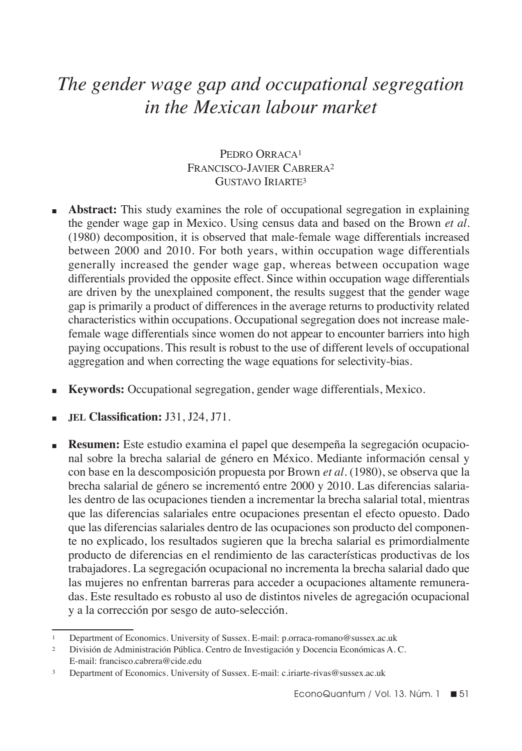# *The gender wage gap and occupational segregation in the Mexican labour market*

PEDRO ORRACA[1]
FRANCISCO-JAVIER CABRERA[2]
GUSTAVO IRIARTE[3]

- **Abstract:** This study examines the role of occupational segregation in explaining the gender wage gap in Mexico. Using census data and based on the Brown *et al*. (1980) decomposition, it is observed that male-female wage differentials increased between 2000 and 2010. For both years, within occupation wage differentials generally increased the gender wage gap, whereas between occupation wage differentials provided the opposite effect. Since within occupation wage differentials are driven by the unexplained component, the results suggest that the gender wage gap is primarily a product of differences in the average returns to productivity related characteristics within occupations. Occupational segregation does not increase male-female wage differentials since women do not appear to encounter barriers into high paying occupations. This result is robust to the use of different levels of occupational aggregation and when correcting the wage equations for selectivity-bias.

- **Keywords:** Occupational segregation, gender wage differentials, Mexico.

- **JEL Classification:** J31, J24, J71.

- **Resumen:** Este estudio examina el papel que desempeña la segregación ocupacional sobre la brecha salarial de género en México. Mediante información censal y con base en la descomposición propuesta por Brown *et al*. (1980), se observa que la brecha salarial de género se incrementó entre 2000 y 2010. Las diferencias salariales dentro de las ocupaciones tienden a incrementar la brecha salarial total, mientras que las diferencias salariales entre ocupaciones presentan el efecto opuesto. Dado que las diferencias salariales dentro de las ocupaciones son producto del componente no explicado, los resultados sugieren que la brecha salarial es primordialmente producto de diferencias en el rendimiento de las características productivas de los trabajadores. La segregación ocupacional no incrementa la brecha salarial dado que las mujeres no enfrentan barreras para acceder a ocupaciones altamente remuneradas. Este resultado es robusto al uso de distintos niveles de agregación ocupacional y a la corrección por sesgo de auto-selección.

---

[1] Department of Economics. University of Sussex. E-mail: p.orraca-romano@sussex.ac.uk

[2] División de Administración Pública. Centro de Investigación y Docencia Económicas A. C. E-mail: francisco.cabrera@cide.edu

[3] Department of Economics. University of Sussex. E-mail: c.iriarte-rivas@sussex.ac.uk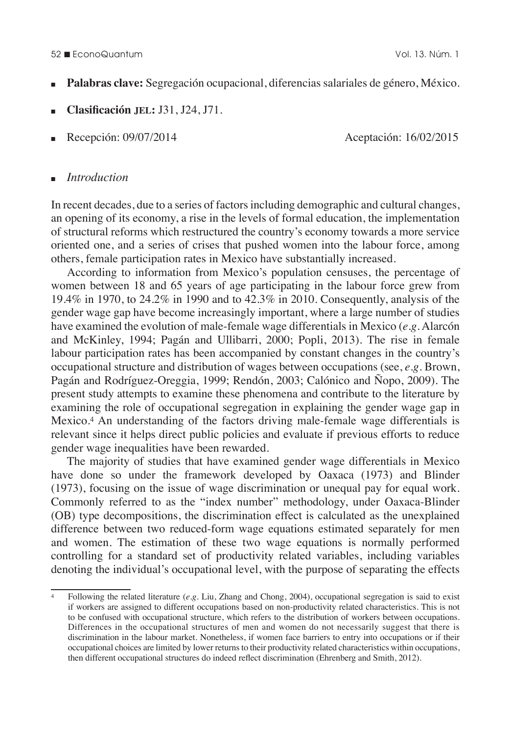- **Palabras clave:** Segregación ocupacional, diferencias salariales de género, México.
- **Clasificación JEL:** J31, J24, J71.
- Recepción: 09/07/2014 Aceptación: 16/02/2015

## *Introduction*

In recent decades, due to a series of factors including demographic and cultural changes, an opening of its economy, a rise in the levels of formal education, the implementation of structural reforms which restructured the country's economy towards a more service oriented one, and a series of crises that pushed women into the labour force, among others, female participation rates in Mexico have substantially increased.

According to information from Mexico's population censuses, the percentage of women between 18 and 65 years of age participating in the labour force grew from 19.4% in 1970, to 24.2% in 1990 and to 42.3% in 2010. Consequently, analysis of the gender wage gap have become increasingly important, where a large number of studies have examined the evolution of male-female wage differentials in Mexico (*e.g.* Alarcón and McKinley, 1994; Pagán and Ullibarri, 2000; Popli, 2013). The rise in female labour participation rates has been accompanied by constant changes in the country's occupational structure and distribution of wages between occupations (see, *e.g.* Brown, Pagán and Rodríguez-Oreggia, 1999; Rendón, 2003; Calónico and Ñopo, 2009). The present study attempts to examine these phenomena and contribute to the literature by examining the role of occupational segregation in explaining the gender wage gap in Mexico.[4] An understanding of the factors driving male-female wage differentials is relevant since it helps direct public policies and evaluate if previous efforts to reduce gender wage inequalities have been rewarded.

The majority of studies that have examined gender wage differentials in Mexico have done so under the framework developed by Oaxaca (1973) and Blinder (1973), focusing on the issue of wage discrimination or unequal pay for equal work. Commonly referred to as the "index number" methodology, under Oaxaca-Blinder (OB) type decompositions, the discrimination effect is calculated as the unexplained difference between two reduced-form wage equations estimated separately for men and women. The estimation of these two wage equations is normally performed controlling for a standard set of productivity related variables, including variables denoting the individual's occupational level, with the purpose of separating the effects

[4] Following the related literature (*e.g.* Liu, Zhang and Chong, 2004), occupational segregation is said to exist if workers are assigned to different occupations based on non-productivity related characteristics. This is not to be confused with occupational structure, which refers to the distribution of workers between occupations. Differences in the occupational structures of men and women do not necessarily suggest that there is discrimination in the labour market. Nonetheless, if women face barriers to entry into occupations or if their occupational choices are limited by lower returns to their productivity related characteristics within occupations, then different occupational structures do indeed reflect discrimination (Ehrenberg and Smith, 2012).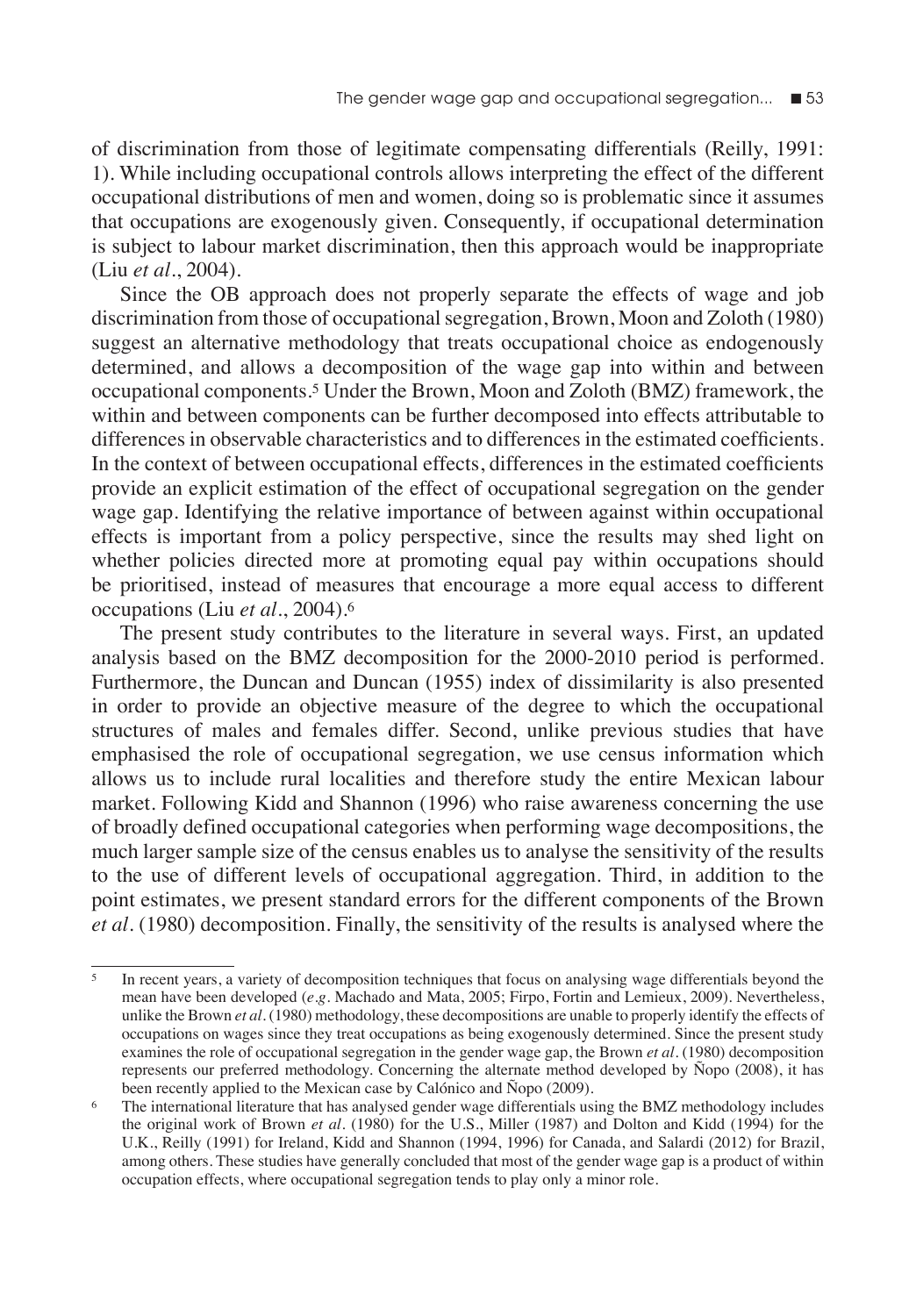of discrimination from those of legitimate compensating differentials (Reilly, 1991: 1). While including occupational controls allows interpreting the effect of the different occupational distributions of men and women, doing so is problematic since it assumes that occupations are exogenously given. Consequently, if occupational determination is subject to labour market discrimination, then this approach would be inappropriate (Liu *et al*., 2004).

Since the OB approach does not properly separate the effects of wage and job discrimination from those of occupational segregation, Brown, Moon and Zoloth (1980) suggest an alternative methodology that treats occupational choice as endogenously determined, and allows a decomposition of the wage gap into within and between occupational components.[5] Under the Brown, Moon and Zoloth (BMZ) framework, the within and between components can be further decomposed into effects attributable to differences in observable characteristics and to differences in the estimated coefficients. In the context of between occupational effects, differences in the estimated coefficients provide an explicit estimation of the effect of occupational segregation on the gender wage gap. Identifying the relative importance of between against within occupational effects is important from a policy perspective, since the results may shed light on whether policies directed more at promoting equal pay within occupations should be prioritised, instead of measures that encourage a more equal access to different occupations (Liu *et al*., 2004).[6]

The present study contributes to the literature in several ways. First, an updated analysis based on the BMZ decomposition for the 2000-2010 period is performed. Furthermore, the Duncan and Duncan (1955) index of dissimilarity is also presented in order to provide an objective measure of the degree to which the occupational structures of males and females differ. Second, unlike previous studies that have emphasised the role of occupational segregation, we use census information which allows us to include rural localities and therefore study the entire Mexican labour market. Following Kidd and Shannon (1996) who raise awareness concerning the use of broadly defined occupational categories when performing wage decompositions, the much larger sample size of the census enables us to analyse the sensitivity of the results to the use of different levels of occupational aggregation. Third, in addition to the point estimates, we present standard errors for the different components of the Brown *et al*. (1980) decomposition. Finally, the sensitivity of the results is analysed where the

---

[5] In recent years, a variety of decomposition techniques that focus on analysing wage differentials beyond the mean have been developed (*e.g*. Machado and Mata, 2005; Firpo, Fortin and Lemieux, 2009). Nevertheless, unlike the Brown *et al*. (1980) methodology, these decompositions are unable to properly identify the effects of occupations on wages since they treat occupations as being exogenously determined. Since the present study examines the role of occupational segregation in the gender wage gap, the Brown *et al*. (1980) decomposition represents our preferred methodology. Concerning the alternate method developed by Ñopo (2008), it has been recently applied to the Mexican case by Calónico and Ñopo (2009).

[6] The international literature that has analysed gender wage differentials using the BMZ methodology includes the original work of Brown *et al*. (1980) for the U.S., Miller (1987) and Dolton and Kidd (1994) for the U.K., Reilly (1991) for Ireland, Kidd and Shannon (1994, 1996) for Canada, and Salardi (2012) for Brazil, among others. These studies have generally concluded that most of the gender wage gap is a product of within occupation effects, where occupational segregation tends to play only a minor role.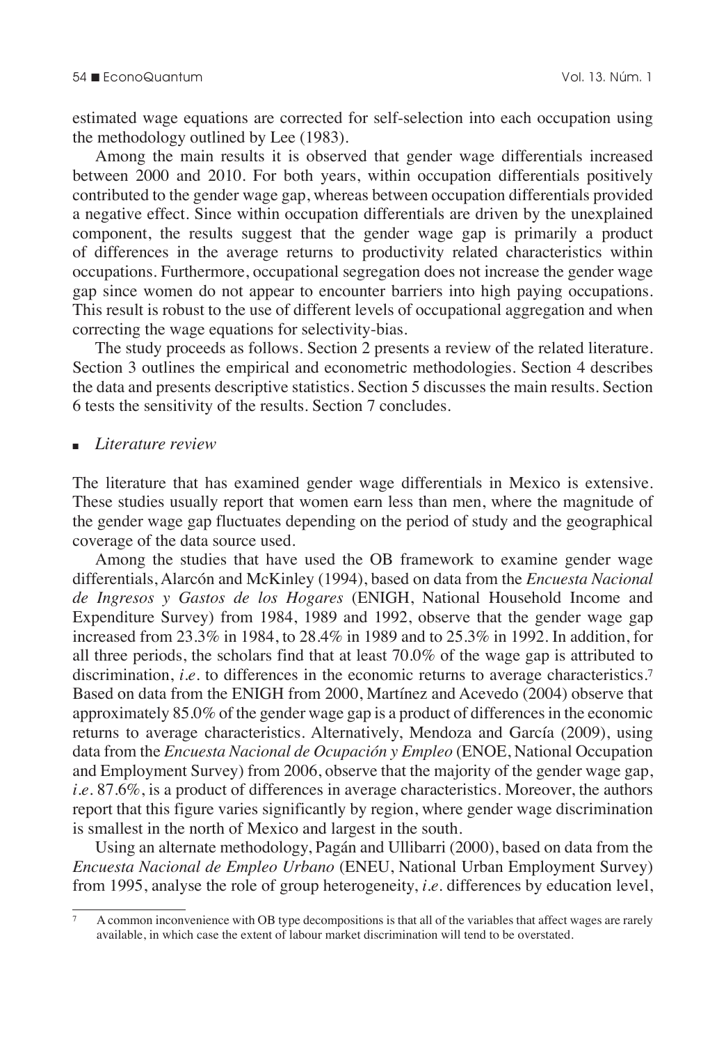estimated wage equations are corrected for self-selection into each occupation using the methodology outlined by Lee (1983).

Among the main results it is observed that gender wage differentials increased between 2000 and 2010. For both years, within occupation differentials positively contributed to the gender wage gap, whereas between occupation differentials provided a negative effect. Since within occupation differentials are driven by the unexplained component, the results suggest that the gender wage gap is primarily a product of differences in the average returns to productivity related characteristics within occupations. Furthermore, occupational segregation does not increase the gender wage gap since women do not appear to encounter barriers into high paying occupations. This result is robust to the use of different levels of occupational aggregation and when correcting the wage equations for selectivity-bias.

The study proceeds as follows. Section 2 presents a review of the related literature. Section 3 outlines the empirical and econometric methodologies. Section 4 describes the data and presents descriptive statistics. Section 5 discusses the main results. Section 6 tests the sensitivity of the results. Section 7 concludes.

## *Literature review*

The literature that has examined gender wage differentials in Mexico is extensive. These studies usually report that women earn less than men, where the magnitude of the gender wage gap fluctuates depending on the period of study and the geographical coverage of the data source used.

Among the studies that have used the OB framework to examine gender wage differentials, Alarcón and McKinley (1994), based on data from the *Encuesta Nacional de Ingresos y Gastos de los Hogares* (ENIGH, National Household Income and Expenditure Survey) from 1984, 1989 and 1992, observe that the gender wage gap increased from 23.3% in 1984, to 28.4% in 1989 and to 25.3% in 1992. In addition, for all three periods, the scholars find that at least 70.0% of the wage gap is attributed to discrimination, *i.e.* to differences in the economic returns to average characteristics.[7] Based on data from the ENIGH from 2000, Martínez and Acevedo (2004) observe that approximately 85.0% of the gender wage gap is a product of differences in the economic returns to average characteristics. Alternatively, Mendoza and García (2009), using data from the *Encuesta Nacional de Ocupación y Empleo* (ENOE, National Occupation and Employment Survey) from 2006, observe that the majority of the gender wage gap, *i.e.* 87.6%, is a product of differences in average characteristics. Moreover, the authors report that this figure varies significantly by region, where gender wage discrimination is smallest in the north of Mexico and largest in the south.

Using an alternate methodology, Pagán and Ullibarri (2000), based on data from the *Encuesta Nacional de Empleo Urbano* (ENEU, National Urban Employment Survey) from 1995, analyse the role of group heterogeneity, *i.e.* differences by education level,

[7] A common inconvenience with OB type decompositions is that all of the variables that affect wages are rarely available, in which case the extent of labour market discrimination will tend to be overstated.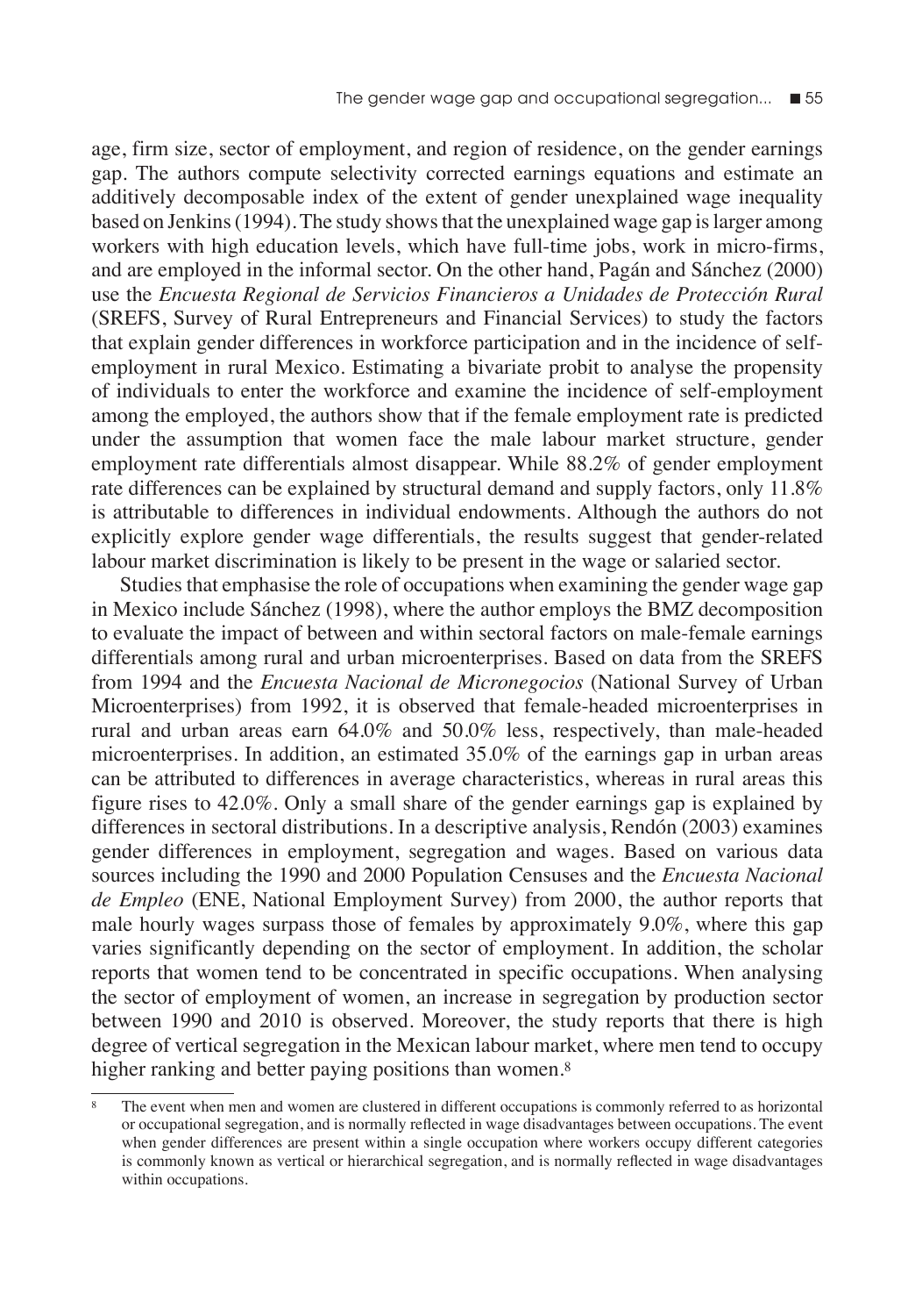age, firm size, sector of employment, and region of residence, on the gender earnings gap. The authors compute selectivity corrected earnings equations and estimate an additively decomposable index of the extent of gender unexplained wage inequality based on Jenkins (1994). The study shows that the unexplained wage gap is larger among workers with high education levels, which have full-time jobs, work in micro-firms, and are employed in the informal sector. On the other hand, Pagán and Sánchez (2000) use the *Encuesta Regional de Servicios Financieros a Unidades de Protección Rural* (SREFS, Survey of Rural Entrepreneurs and Financial Services) to study the factors that explain gender differences in workforce participation and in the incidence of self-employment in rural Mexico. Estimating a bivariate probit to analyse the propensity of individuals to enter the workforce and examine the incidence of self-employment among the employed, the authors show that if the female employment rate is predicted under the assumption that women face the male labour market structure, gender employment rate differentials almost disappear. While 88.2% of gender employment rate differences can be explained by structural demand and supply factors, only 11.8% is attributable to differences in individual endowments. Although the authors do not explicitly explore gender wage differentials, the results suggest that gender-related labour market discrimination is likely to be present in the wage or salaried sector.

Studies that emphasise the role of occupations when examining the gender wage gap in Mexico include Sánchez (1998), where the author employs the BMZ decomposition to evaluate the impact of between and within sectoral factors on male-female earnings differentials among rural and urban microenterprises. Based on data from the SREFS from 1994 and the *Encuesta Nacional de Micronegocios* (National Survey of Urban Microenterprises) from 1992, it is observed that female-headed microenterprises in rural and urban areas earn 64.0% and 50.0% less, respectively, than male-headed microenterprises. In addition, an estimated 35.0% of the earnings gap in urban areas can be attributed to differences in average characteristics, whereas in rural areas this figure rises to 42.0%. Only a small share of the gender earnings gap is explained by differences in sectoral distributions. In a descriptive analysis, Rendón (2003) examines gender differences in employment, segregation and wages. Based on various data sources including the 1990 and 2000 Population Censuses and the *Encuesta Nacional de Empleo* (ENE, National Employment Survey) from 2000, the author reports that male hourly wages surpass those of females by approximately 9.0%, where this gap varies significantly depending on the sector of employment. In addition, the scholar reports that women tend to be concentrated in specific occupations. When analysing the sector of employment of women, an increase in segregation by production sector between 1990 and 2010 is observed. Moreover, the study reports that there is high degree of vertical segregation in the Mexican labour market, where men tend to occupy higher ranking and better paying positions than women.[8]

---

[8] The event when men and women are clustered in different occupations is commonly referred to as horizontal or occupational segregation, and is normally reflected in wage disadvantages between occupations. The event when gender differences are present within a single occupation where workers occupy different categories is commonly known as vertical or hierarchical segregation, and is normally reflected in wage disadvantages within occupations.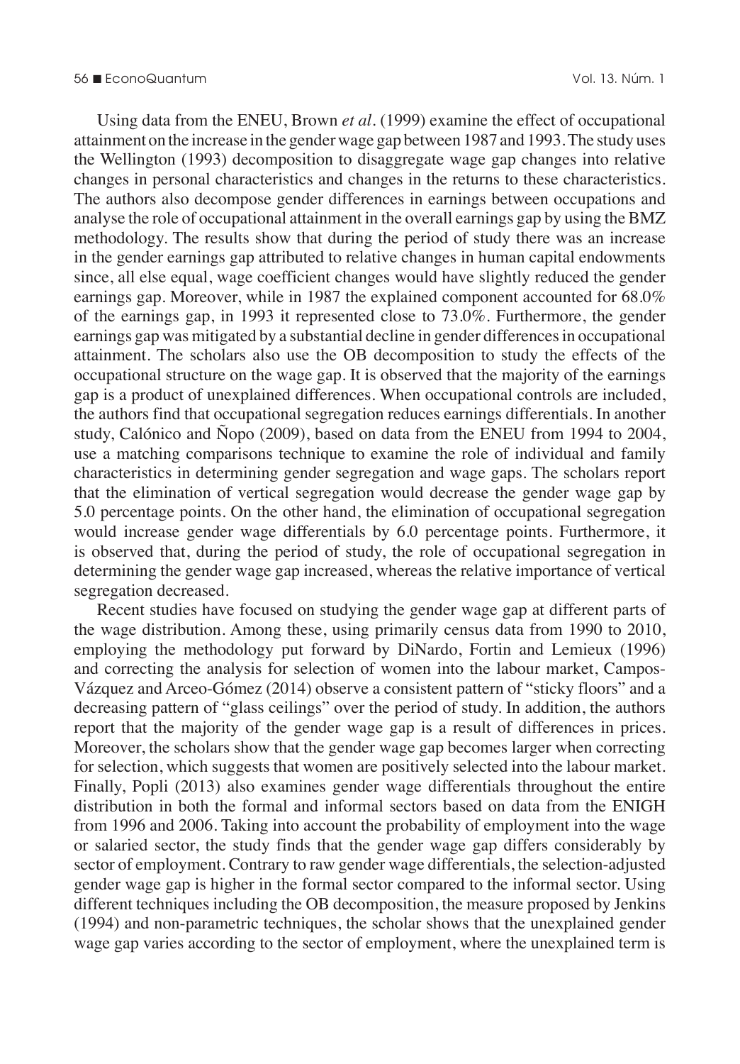Using data from the ENEU, Brown *et al*. (1999) examine the effect of occupational attainment on the increase in the gender wage gap between 1987 and 1993. The study uses the Wellington (1993) decomposition to disaggregate wage gap changes into relative changes in personal characteristics and changes in the returns to these characteristics. The authors also decompose gender differences in earnings between occupations and analyse the role of occupational attainment in the overall earnings gap by using the BMZ methodology. The results show that during the period of study there was an increase in the gender earnings gap attributed to relative changes in human capital endowments since, all else equal, wage coefficient changes would have slightly reduced the gender earnings gap. Moreover, while in 1987 the explained component accounted for 68.0% of the earnings gap, in 1993 it represented close to 73.0%. Furthermore, the gender earnings gap was mitigated by a substantial decline in gender differences in occupational attainment. The scholars also use the OB decomposition to study the effects of the occupational structure on the wage gap. It is observed that the majority of the earnings gap is a product of unexplained differences. When occupational controls are included, the authors find that occupational segregation reduces earnings differentials. In another study, Calónico and Ñopo (2009), based on data from the ENEU from 1994 to 2004, use a matching comparisons technique to examine the role of individual and family characteristics in determining gender segregation and wage gaps. The scholars report that the elimination of vertical segregation would decrease the gender wage gap by 5.0 percentage points. On the other hand, the elimination of occupational segregation would increase gender wage differentials by 6.0 percentage points. Furthermore, it is observed that, during the period of study, the role of occupational segregation in determining the gender wage gap increased, whereas the relative importance of vertical segregation decreased.

Recent studies have focused on studying the gender wage gap at different parts of the wage distribution. Among these, using primarily census data from 1990 to 2010, employing the methodology put forward by DiNardo, Fortin and Lemieux (1996) and correcting the analysis for selection of women into the labour market, Campos-Vázquez and Arceo-Gómez (2014) observe a consistent pattern of "sticky floors" and a decreasing pattern of "glass ceilings" over the period of study. In addition, the authors report that the majority of the gender wage gap is a result of differences in prices. Moreover, the scholars show that the gender wage gap becomes larger when correcting for selection, which suggests that women are positively selected into the labour market. Finally, Popli (2013) also examines gender wage differentials throughout the entire distribution in both the formal and informal sectors based on data from the ENIGH from 1996 and 2006. Taking into account the probability of employment into the wage or salaried sector, the study finds that the gender wage gap differs considerably by sector of employment. Contrary to raw gender wage differentials, the selection-adjusted gender wage gap is higher in the formal sector compared to the informal sector. Using different techniques including the OB decomposition, the measure proposed by Jenkins (1994) and non-parametric techniques, the scholar shows that the unexplained gender wage gap varies according to the sector of employment, where the unexplained term is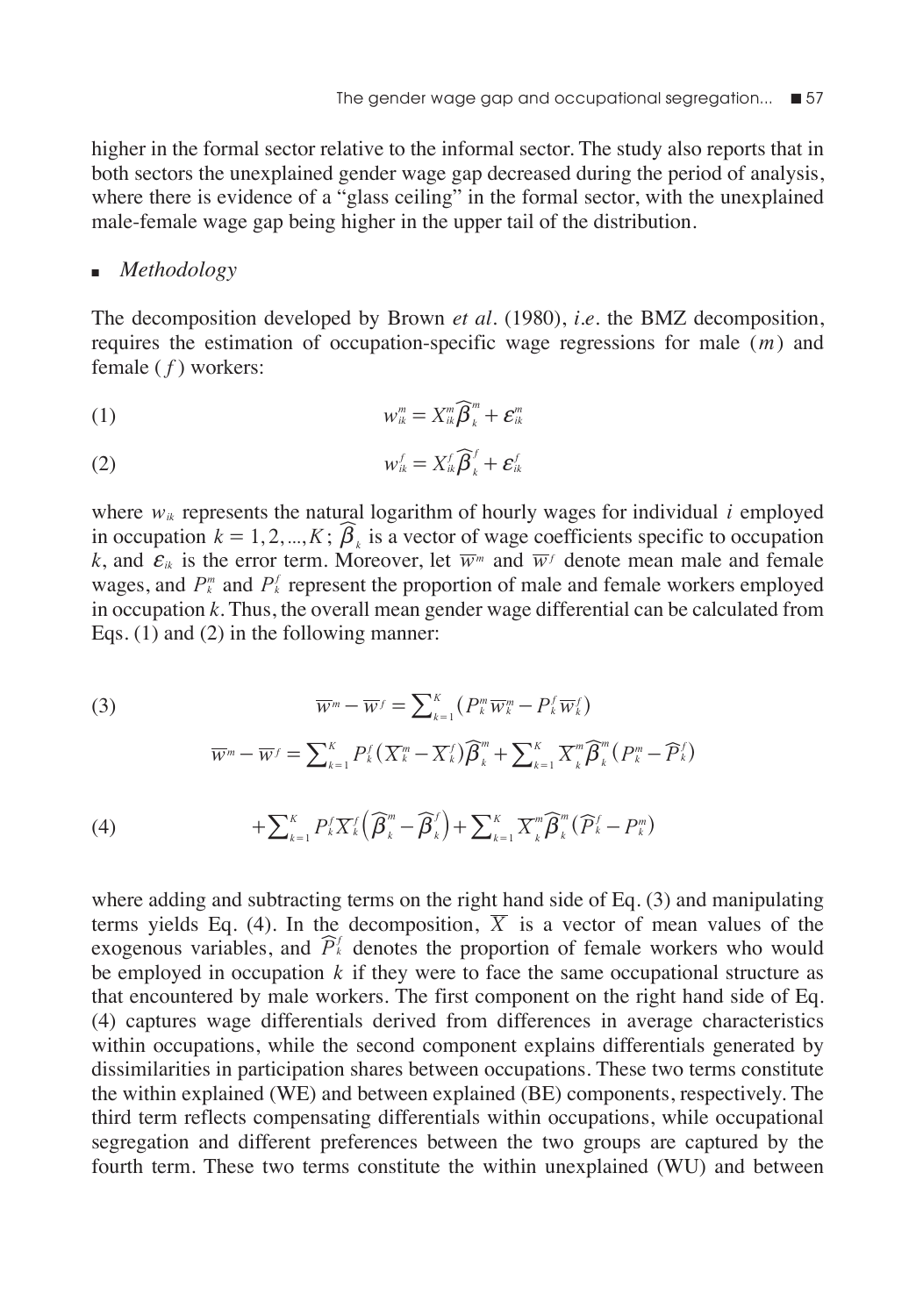higher in the formal sector relative to the informal sector. The study also reports that in both sectors the unexplained gender wage gap decreased during the period of analysis, where there is evidence of a "glass ceiling" in the formal sector, with the unexplained male-female wage gap being higher in the upper tail of the distribution.

## *Methodology*

The decomposition developed by Brown *et al*. (1980), *i.e*. the BMZ decomposition, requires the estimation of occupation-specific wage regressions for male ($m$) and female ($f$) workers:

$$w_{ik}^{m} = X_{ik}^{m}\widehat{\beta}_{k}^{m} + \varepsilon_{ik}^{m} \tag{1}$$

$$w_{ik}^{f} = X_{ik}^{f}\widehat{\beta}_{k}^{f} + \varepsilon_{ik}^{f} \tag{2}$$

where $w_{ik}$ represents the natural logarithm of hourly wages for individual $i$ employed in occupation $k = 1, 2, ..., K$; $\widehat{\beta}_{k}$ is a vector of wage coefficients specific to occupation $k$, and $\varepsilon_{ik}$ is the error term. Moreover, let $\overline{w}^{m}$ and $\overline{w}^{f}$ denote mean male and female wages, and $P_{k}^{m}$ and $P_{k}^{f}$ represent the proportion of male and female workers employed in occupation $k$. Thus, the overall mean gender wage differential can be calculated from Eqs. (1) and (2) in the following manner:

$$\overline{w}^{m} - \overline{w}^{f} = \sum_{k=1}^{K} \left(P_{k}^{m}\overline{w}_{k}^{m} - P_{k}^{f}\overline{w}_{k}^{f}\right) \tag{3}$$

$$\overline{w}^{m} - \overline{w}^{f} = \sum_{k=1}^{K} P_{k}^{f}\left(\overline{X}_{k}^{m} - \overline{X}_{k}^{f}\right)\widehat{\beta}_{k}^{m} + \sum_{k=1}^{K} \overline{X}_{k}^{m}\widehat{\beta}_{k}^{m}\left(P_{k}^{m} - \widehat{P}_{k}^{f}\right)$$

$$+ \sum_{k=1}^{K} P_{k}^{f}\overline{X}_{k}^{f}\left(\widehat{\beta}_{k}^{m} - \widehat{\beta}_{k}^{f}\right) + \sum_{k=1}^{K} \overline{X}_{k}^{m}\widehat{\beta}_{k}^{m}\left(\widehat{P}_{k}^{f} - P_{k}^{m}\right) \tag{4}$$

where adding and subtracting terms on the right hand side of Eq. (3) and manipulating terms yields Eq. (4). In the decomposition, $\overline{X}$ is a vector of mean values of the exogenous variables, and $\widehat{P}_{k}^{f}$ denotes the proportion of female workers who would be employed in occupation $k$ if they were to face the same occupational structure as that encountered by male workers. The first component on the right hand side of Eq. (4) captures wage differentials derived from differences in average characteristics within occupations, while the second component explains differentials generated by dissimilarities in participation shares between occupations. These two terms constitute the within explained (WE) and between explained (BE) components, respectively. The third term reflects compensating differentials within occupations, while occupational segregation and different preferences between the two groups are captured by the fourth term. These two terms constitute the within unexplained (WU) and between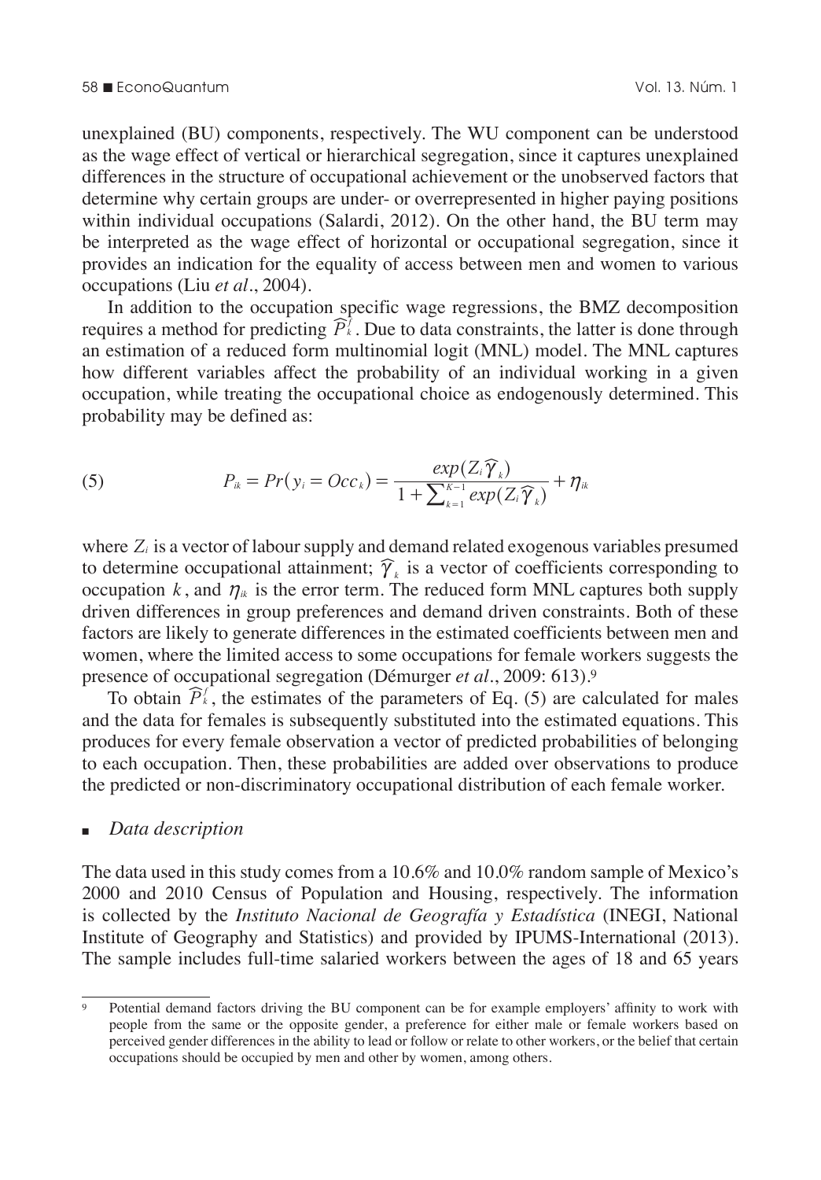unexplained (BU) components, respectively. The WU component can be understood as the wage effect of vertical or hierarchical segregation, since it captures unexplained differences in the structure of occupational achievement or the unobserved factors that determine why certain groups are under- or overrepresented in higher paying positions within individual occupations (Salardi, 2012). On the other hand, the BU term may be interpreted as the wage effect of horizontal or occupational segregation, since it provides an indication for the equality of access between men and women to various occupations (Liu *et al*., 2004).

In addition to the occupation specific wage regressions, the BMZ decomposition requires a method for predicting $\widehat{P}_k^f$. Due to data constraints, the latter is done through an estimation of a reduced form multinomial logit (MNL) model. The MNL captures how different variables affect the probability of an individual working in a given occupation, while treating the occupational choice as endogenously determined. This probability may be defined as:

$$P_{ik} = Pr(y_i = Occ_k) = \frac{exp(Z_i \widehat{\gamma}_k)}{1 + \sum_{k=1}^{K-1} exp(Z_i \widehat{\gamma}_k)} + \eta_{ik} \tag{5}$$

where $Z_i$ is a vector of labour supply and demand related exogenous variables presumed to determine occupational attainment; $\widehat{\gamma}_k$ is a vector of coefficients corresponding to occupation $k$, and $\eta_{ik}$ is the error term. The reduced form MNL captures both supply driven differences in group preferences and demand driven constraints. Both of these factors are likely to generate differences in the estimated coefficients between men and women, where the limited access to some occupations for female workers suggests the presence of occupational segregation (Démurger *et al*., 2009: 613).[9]

To obtain $\widehat{P}_k^f$, the estimates of the parameters of Eq. (5) are calculated for males and the data for females is subsequently substituted into the estimated equations. This produces for every female observation a vector of predicted probabilities of belonging to each occupation. Then, these probabilities are added over observations to produce the predicted or non-discriminatory occupational distribution of each female worker.

## *Data description*

The data used in this study comes from a 10.6% and 10.0% random sample of Mexico's 2000 and 2010 Census of Population and Housing, respectively. The information is collected by the *Instituto Nacional de Geografía y Estadística* (INEGI, National Institute of Geography and Statistics) and provided by IPUMS-International (2013). The sample includes full-time salaried workers between the ages of 18 and 65 years

[9] Potential demand factors driving the BU component can be for example employers' affinity to work with people from the same or the opposite gender, a preference for either male or female workers based on perceived gender differences in the ability to lead or follow or relate to other workers, or the belief that certain occupations should be occupied by men and other by women, among others.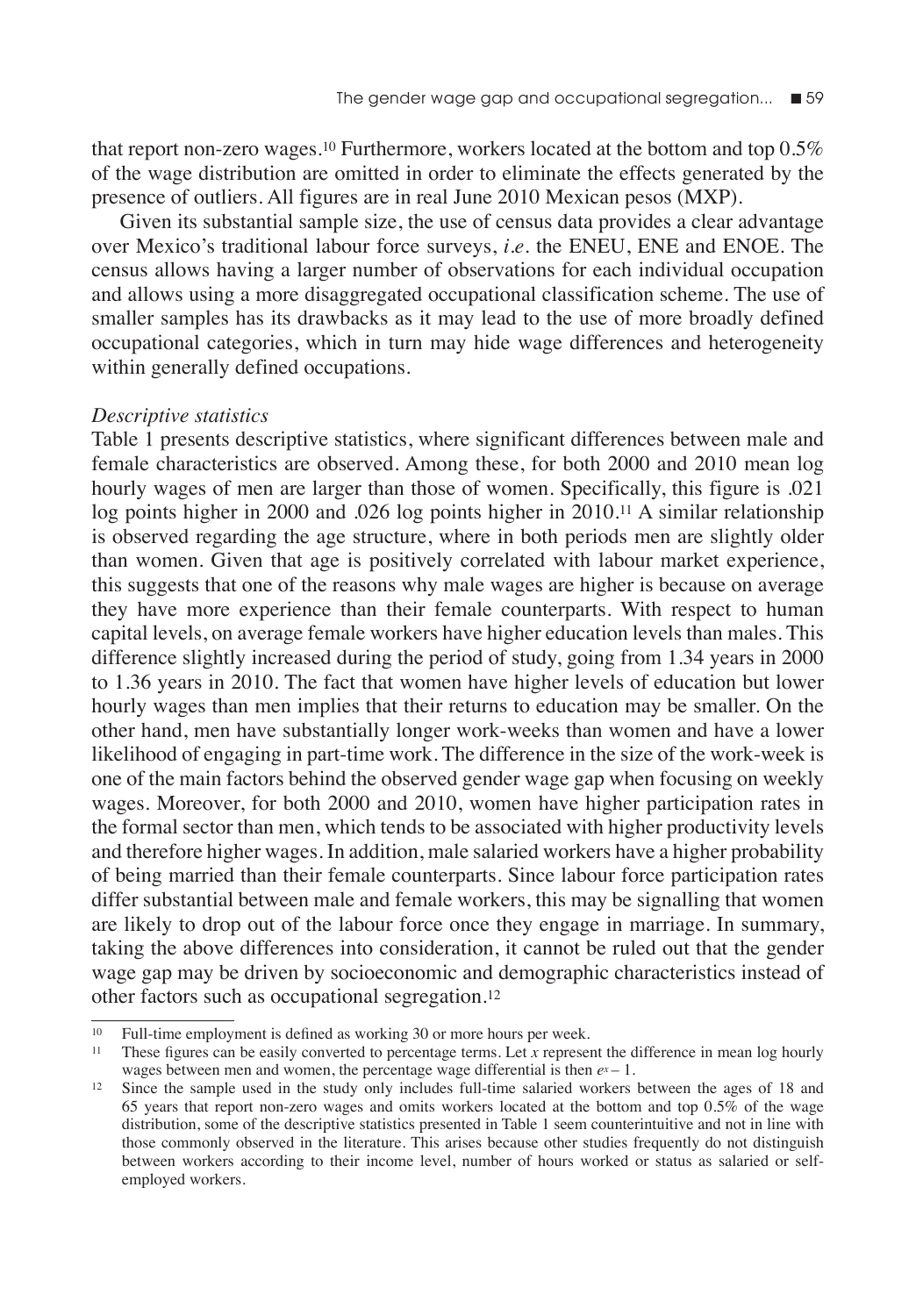that report non-zero wages.[10] Furthermore, workers located at the bottom and top 0.5% of the wage distribution are omitted in order to eliminate the effects generated by the presence of outliers. All figures are in real June 2010 Mexican pesos (MXP).

Given its substantial sample size, the use of census data provides a clear advantage over Mexico's traditional labour force surveys, *i.e.* the ENEU, ENE and ENOE. The census allows having a larger number of observations for each individual occupation and allows using a more disaggregated occupational classification scheme. The use of smaller samples has its drawbacks as it may lead to the use of more broadly defined occupational categories, which in turn may hide wage differences and heterogeneity within generally defined occupations.

*Descriptive statistics*

Table 1 presents descriptive statistics, where significant differences between male and female characteristics are observed. Among these, for both 2000 and 2010 mean log hourly wages of men are larger than those of women. Specifically, this figure is .021 log points higher in 2000 and .026 log points higher in 2010.[11] A similar relationship is observed regarding the age structure, where in both periods men are slightly older than women. Given that age is positively correlated with labour market experience, this suggests that one of the reasons why male wages are higher is because on average they have more experience than their female counterparts. With respect to human capital levels, on average female workers have higher education levels than males. This difference slightly increased during the period of study, going from 1.34 years in 2000 to 1.36 years in 2010. The fact that women have higher levels of education but lower hourly wages than men implies that their returns to education may be smaller. On the other hand, men have substantially longer work-weeks than women and have a lower likelihood of engaging in part-time work. The difference in the size of the work-week is one of the main factors behind the observed gender wage gap when focusing on weekly wages. Moreover, for both 2000 and 2010, women have higher participation rates in the formal sector than men, which tends to be associated with higher productivity levels and therefore higher wages. In addition, male salaried workers have a higher probability of being married than their female counterparts. Since labour force participation rates differ substantial between male and female workers, this may be signalling that women are likely to drop out of the labour force once they engage in marriage. In summary, taking the above differences into consideration, it cannot be ruled out that the gender wage gap may be driven by socioeconomic and demographic characteristics instead of other factors such as occupational segregation.[12]

---

[10] Full-time employment is defined as working 30 or more hours per week.

[11] These figures can be easily converted to percentage terms. Let $x$ represent the difference in mean log hourly wages between men and women, the percentage wage differential is then $e^x - 1$.

[12] Since the sample used in the study only includes full-time salaried workers between the ages of 18 and 65 years that report non-zero wages and omits workers located at the bottom and top 0.5% of the wage distribution, some of the descriptive statistics presented in Table 1 seem counterintuitive and not in line with those commonly observed in the literature. This arises because other studies frequently do not distinguish between workers according to their income level, number of hours worked or status as salaried or self-employed workers.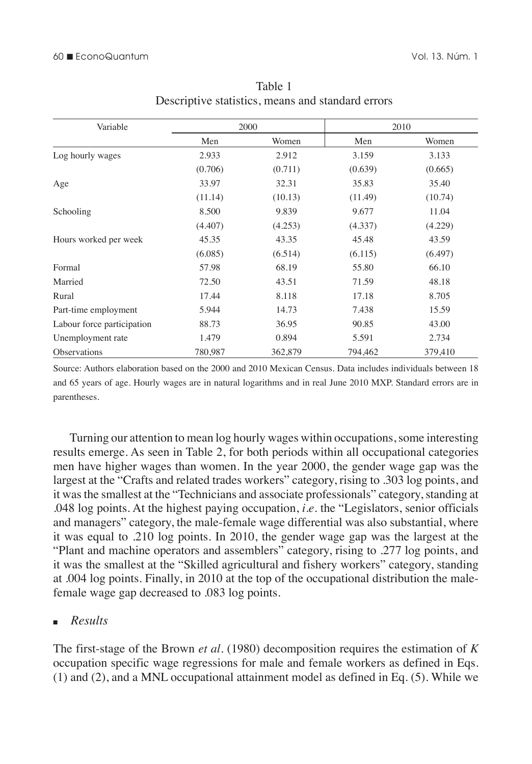Table 1
Descriptive statistics, means and standard errors

| Variable | 2000 | | 2010 | |
|---|---|---|---|---|
| | Men | Women | Men | Women |
| Log hourly wages | 2.933 | 2.912 | 3.159 | 3.133 |
| | (0.706) | (0.711) | (0.639) | (0.665) |
| Age | 33.97 | 32.31 | 35.83 | 35.40 |
| | (11.14) | (10.13) | (11.49) | (10.74) |
| Schooling | 8.500 | 9.839 | 9.677 | 11.04 |
| | (4.407) | (4.253) | (4.337) | (4.229) |
| Hours worked per week | 45.35 | 43.35 | 45.48 | 43.59 |
| | (6.085) | (6.514) | (6.115) | (6.497) |
| Formal | 57.98 | 68.19 | 55.80 | 66.10 |
| Married | 72.50 | 43.51 | 71.59 | 48.18 |
| Rural | 17.44 | 8.118 | 17.18 | 8.705 |
| Part-time employment | 5.944 | 14.73 | 7.438 | 15.59 |
| Labour force participation | 88.73 | 36.95 | 90.85 | 43.00 |
| Unemployment rate | 1.479 | 0.894 | 5.591 | 2.734 |
| Observations | 780,987 | 362,879 | 794,462 | 379,410 |

Source: Authors elaboration based on the 2000 and 2010 Mexican Census. Data includes individuals between 18 and 65 years of age. Hourly wages are in natural logarithms and in real June 2010 MXP. Standard errors are in parentheses.

Turning our attention to mean log hourly wages within occupations, some interesting results emerge. As seen in Table 2, for both periods within all occupational categories men have higher wages than women. In the year 2000, the gender wage gap was the largest at the "Crafts and related trades workers" category, rising to .303 log points, and it was the smallest at the "Technicians and associate professionals" category, standing at .048 log points. At the highest paying occupation, *i.e.* the "Legislators, senior officials and managers" category, the male-female wage differential was also substantial, where it was equal to .210 log points. In 2010, the gender wage gap was the largest at the "Plant and machine operators and assemblers" category, rising to .277 log points, and it was the smallest at the "Skilled agricultural and fishery workers" category, standing at .004 log points. Finally, in 2010 at the top of the occupational distribution the male-female wage gap decreased to .083 log points.

## *Results*

The first-stage of the Brown *et al*. (1980) decomposition requires the estimation of $K$ occupation specific wage regressions for male and female workers as defined in Eqs. (1) and (2), and a MNL occupational attainment model as defined in Eq. (5). While we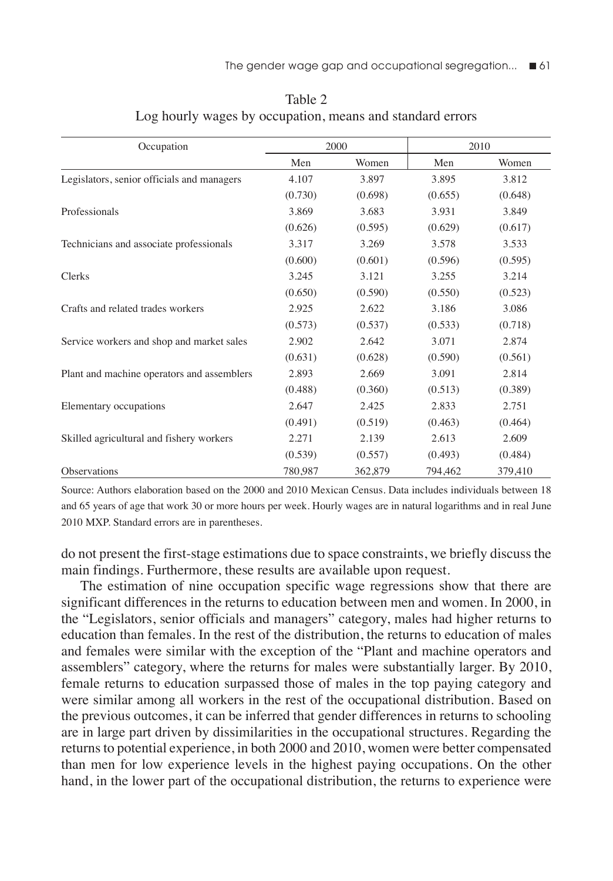Table 2
Log hourly wages by occupation, means and standard errors

| Occupation | 2000 | | 2010 | |
|---|---|---|---|---|
| | Men | Women | Men | Women |
| Legislators, senior officials and managers | 4.107 | 3.897 | 3.895 | 3.812 |
| | (0.730) | (0.698) | (0.655) | (0.648) |
| Professionals | 3.869 | 3.683 | 3.931 | 3.849 |
| | (0.626) | (0.595) | (0.629) | (0.617) |
| Technicians and associate professionals | 3.317 | 3.269 | 3.578 | 3.533 |
| | (0.600) | (0.601) | (0.596) | (0.595) |
| Clerks | 3.245 | 3.121 | 3.255 | 3.214 |
| | (0.650) | (0.590) | (0.550) | (0.523) |
| Crafts and related trades workers | 2.925 | 2.622 | 3.186 | 3.086 |
| | (0.573) | (0.537) | (0.533) | (0.718) |
| Service workers and shop and market sales | 2.902 | 2.642 | 3.071 | 2.874 |
| | (0.631) | (0.628) | (0.590) | (0.561) |
| Plant and machine operators and assemblers | 2.893 | 2.669 | 3.091 | 2.814 |
| | (0.488) | (0.360) | (0.513) | (0.389) |
| Elementary occupations | 2.647 | 2.425 | 2.833 | 2.751 |
| | (0.491) | (0.519) | (0.463) | (0.464) |
| Skilled agricultural and fishery workers | 2.271 | 2.139 | 2.613 | 2.609 |
| | (0.539) | (0.557) | (0.493) | (0.484) |
| Observations | 780,987 | 362,879 | 794,462 | 379,410 |

Source: Authors elaboration based on the 2000 and 2010 Mexican Census. Data includes individuals between 18 and 65 years of age that work 30 or more hours per week. Hourly wages are in natural logarithms and in real June 2010 MXP. Standard errors are in parentheses.

do not present the first-stage estimations due to space constraints, we briefly discuss the main findings. Furthermore, these results are available upon request.

The estimation of nine occupation specific wage regressions show that there are significant differences in the returns to education between men and women. In 2000, in the "Legislators, senior officials and managers" category, males had higher returns to education than females. In the rest of the distribution, the returns to education of males and females were similar with the exception of the "Plant and machine operators and assemblers" category, where the returns for males were substantially larger. By 2010, female returns to education surpassed those of males in the top paying category and were similar among all workers in the rest of the occupational distribution. Based on the previous outcomes, it can be inferred that gender differences in returns to schooling are in large part driven by dissimilarities in the occupational structures. Regarding the returns to potential experience, in both 2000 and 2010, women were better compensated than men for low experience levels in the highest paying occupations. On the other hand, in the lower part of the occupational distribution, the returns to experience were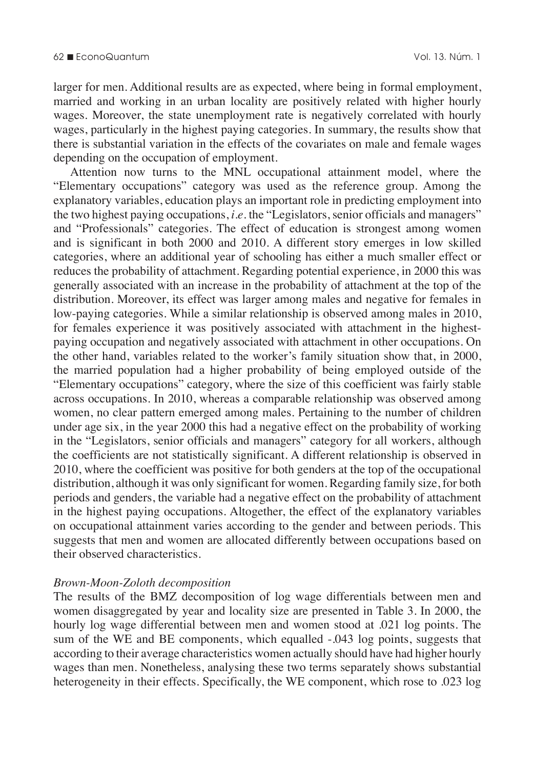larger for men. Additional results are as expected, where being in formal employment, married and working in an urban locality are positively related with higher hourly wages. Moreover, the state unemployment rate is negatively correlated with hourly wages, particularly in the highest paying categories. In summary, the results show that there is substantial variation in the effects of the covariates on male and female wages depending on the occupation of employment.

Attention now turns to the MNL occupational attainment model, where the "Elementary occupations" category was used as the reference group. Among the explanatory variables, education plays an important role in predicting employment into the two highest paying occupations, *i.e.* the "Legislators, senior officials and managers" and "Professionals" categories. The effect of education is strongest among women and is significant in both 2000 and 2010. A different story emerges in low skilled categories, where an additional year of schooling has either a much smaller effect or reduces the probability of attachment. Regarding potential experience, in 2000 this was generally associated with an increase in the probability of attachment at the top of the distribution. Moreover, its effect was larger among males and negative for females in low-paying categories. While a similar relationship is observed among males in 2010, for females experience it was positively associated with attachment in the highest-paying occupation and negatively associated with attachment in other occupations. On the other hand, variables related to the worker's family situation show that, in 2000, the married population had a higher probability of being employed outside of the "Elementary occupations" category, where the size of this coefficient was fairly stable across occupations. In 2010, whereas a comparable relationship was observed among women, no clear pattern emerged among males. Pertaining to the number of children under age six, in the year 2000 this had a negative effect on the probability of working in the "Legislators, senior officials and managers" category for all workers, although the coefficients are not statistically significant. A different relationship is observed in 2010, where the coefficient was positive for both genders at the top of the occupational distribution, although it was only significant for women. Regarding family size, for both periods and genders, the variable had a negative effect on the probability of attachment in the highest paying occupations. Altogether, the effect of the explanatory variables on occupational attainment varies according to the gender and between periods. This suggests that men and women are allocated differently between occupations based on their observed characteristics.

*Brown-Moon-Zoloth decomposition*

The results of the BMZ decomposition of log wage differentials between men and women disaggregated by year and locality size are presented in Table 3. In 2000, the hourly log wage differential between men and women stood at .021 log points. The sum of the WE and BE components, which equalled -.043 log points, suggests that according to their average characteristics women actually should have had higher hourly wages than men. Nonetheless, analysing these two terms separately shows substantial heterogeneity in their effects. Specifically, the WE component, which rose to .023 log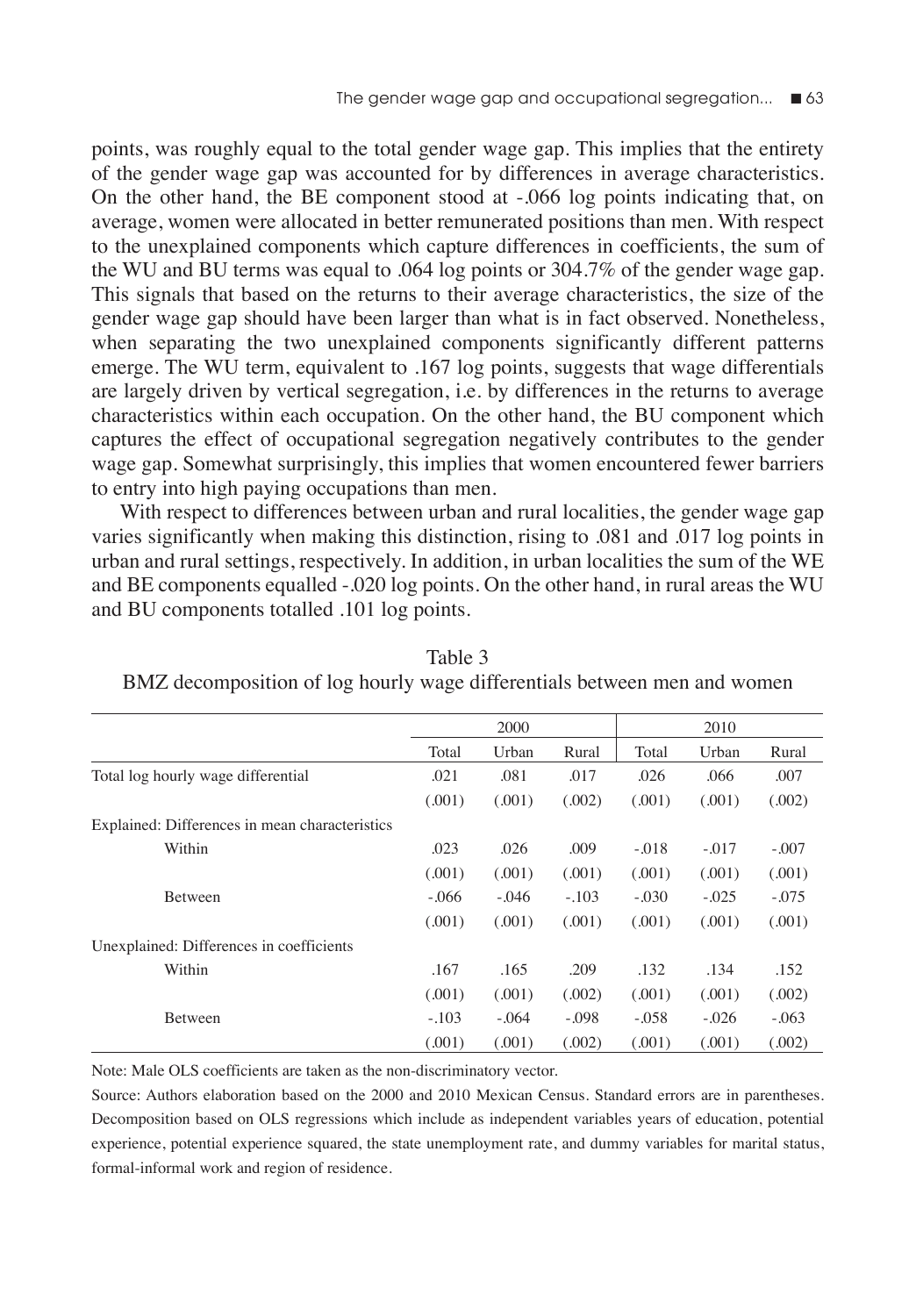points, was roughly equal to the total gender wage gap. This implies that the entirety of the gender wage gap was accounted for by differences in average characteristics. On the other hand, the BE component stood at -.066 log points indicating that, on average, women were allocated in better remunerated positions than men. With respect to the unexplained components which capture differences in coefficients, the sum of the WU and BU terms was equal to .064 log points or 304.7% of the gender wage gap. This signals that based on the returns to their average characteristics, the size of the gender wage gap should have been larger than what is in fact observed. Nonetheless, when separating the two unexplained components significantly different patterns emerge. The WU term, equivalent to .167 log points, suggests that wage differentials are largely driven by vertical segregation, i.e. by differences in the returns to average characteristics within each occupation. On the other hand, the BU component which captures the effect of occupational segregation negatively contributes to the gender wage gap. Somewhat surprisingly, this implies that women encountered fewer barriers to entry into high paying occupations than men.

With respect to differences between urban and rural localities, the gender wage gap varies significantly when making this distinction, rising to .081 and .017 log points in urban and rural settings, respectively. In addition, in urban localities the sum of the WE and BE components equalled -.020 log points. On the other hand, in rural areas the WU and BU components totalled .101 log points.

Table 3

BMZ decomposition of log hourly wage differentials between men and women

| | 2000 | | | 2010 | | |
|---|---|---|---|---|---|---|
| | Total | Urban | Rural | Total | Urban | Rural |
| Total log hourly wage differential | .021 | .081 | .017 | .026 | .066 | .007 |
| | (.001) | (.001) | (.002) | (.001) | (.001) | (.002) |
| Explained: Differences in mean characteristics | | | | | | |
| Within | .023 | .026 | .009 | -.018 | -.017 | -.007 |
| | (.001) | (.001) | (.001) | (.001) | (.001) | (.001) |
| Between | -.066 | -.046 | -.103 | -.030 | -.025 | -.075 |
| | (.001) | (.001) | (.001) | (.001) | (.001) | (.001) |
| Unexplained: Differences in coefficients | | | | | | |
| Within | .167 | .165 | .209 | .132 | .134 | .152 |
| | (.001) | (.001) | (.002) | (.001) | (.001) | (.002) |
| Between | -.103 | -.064 | -.098 | -.058 | -.026 | -.063 |
| | (.001) | (.001) | (.002) | (.001) | (.001) | (.002) |

Note: Male OLS coefficients are taken as the non-discriminatory vector.

Source: Authors elaboration based on the 2000 and 2010 Mexican Census. Standard errors are in parentheses. Decomposition based on OLS regressions which include as independent variables years of education, potential experience, potential experience squared, the state unemployment rate, and dummy variables for marital status, formal-informal work and region of residence.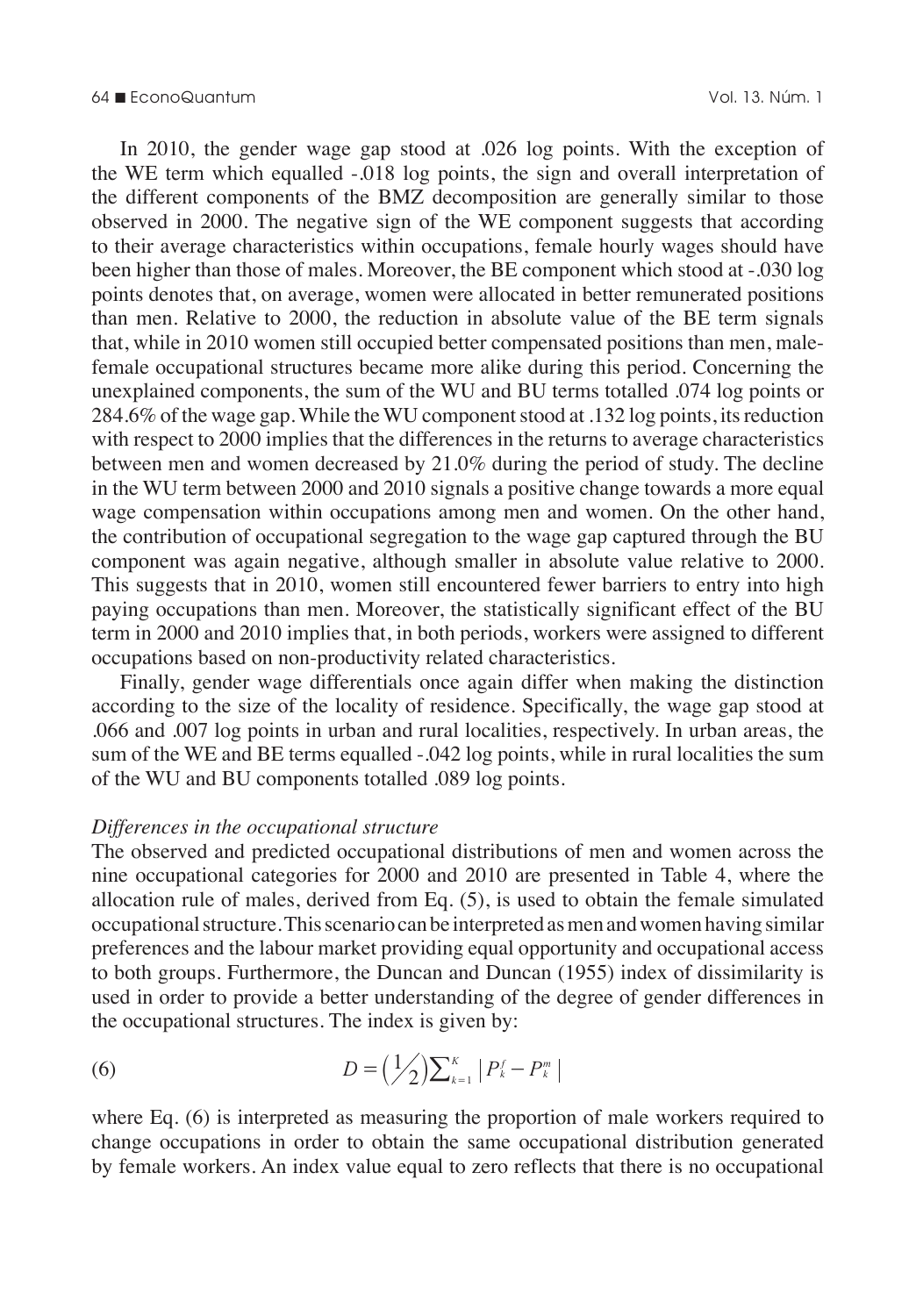In 2010, the gender wage gap stood at .026 log points. With the exception of the WE term which equalled -.018 log points, the sign and overall interpretation of the different components of the BMZ decomposition are generally similar to those observed in 2000. The negative sign of the WE component suggests that according to their average characteristics within occupations, female hourly wages should have been higher than those of males. Moreover, the BE component which stood at -.030 log points denotes that, on average, women were allocated in better remunerated positions than men. Relative to 2000, the reduction in absolute value of the BE term signals that, while in 2010 women still occupied better compensated positions than men, male-female occupational structures became more alike during this period. Concerning the unexplained components, the sum of the WU and BU terms totalled .074 log points or 284.6% of the wage gap. While the WU component stood at .132 log points, its reduction with respect to 2000 implies that the differences in the returns to average characteristics between men and women decreased by 21.0% during the period of study. The decline in the WU term between 2000 and 2010 signals a positive change towards a more equal wage compensation within occupations among men and women. On the other hand, the contribution of occupational segregation to the wage gap captured through the BU component was again negative, although smaller in absolute value relative to 2000. This suggests that in 2010, women still encountered fewer barriers to entry into high paying occupations than men. Moreover, the statistically significant effect of the BU term in 2000 and 2010 implies that, in both periods, workers were assigned to different occupations based on non-productivity related characteristics.

Finally, gender wage differentials once again differ when making the distinction according to the size of the locality of residence. Specifically, the wage gap stood at .066 and .007 log points in urban and rural localities, respectively. In urban areas, the sum of the WE and BE terms equalled -.042 log points, while in rural localities the sum of the WU and BU components totalled .089 log points.

*Differences in the occupational structure*

The observed and predicted occupational distributions of men and women across the nine occupational categories for 2000 and 2010 are presented in Table 4, where the allocation rule of males, derived from Eq. (5), is used to obtain the female simulated occupational structure. This scenario can be interpreted as men and women having similar preferences and the labour market providing equal opportunity and occupational access to both groups. Furthermore, the Duncan and Duncan (1955) index of dissimilarity is used in order to provide a better understanding of the degree of gender differences in the occupational structures. The index is given by:

$$D = \left(\tfrac{1}{2}\right)\sum_{k=1}^{K} \left| P_k^f - P_k^m \right| \qquad (6)$$

where Eq. (6) is interpreted as measuring the proportion of male workers required to change occupations in order to obtain the same occupational distribution generated by female workers. An index value equal to zero reflects that there is no occupational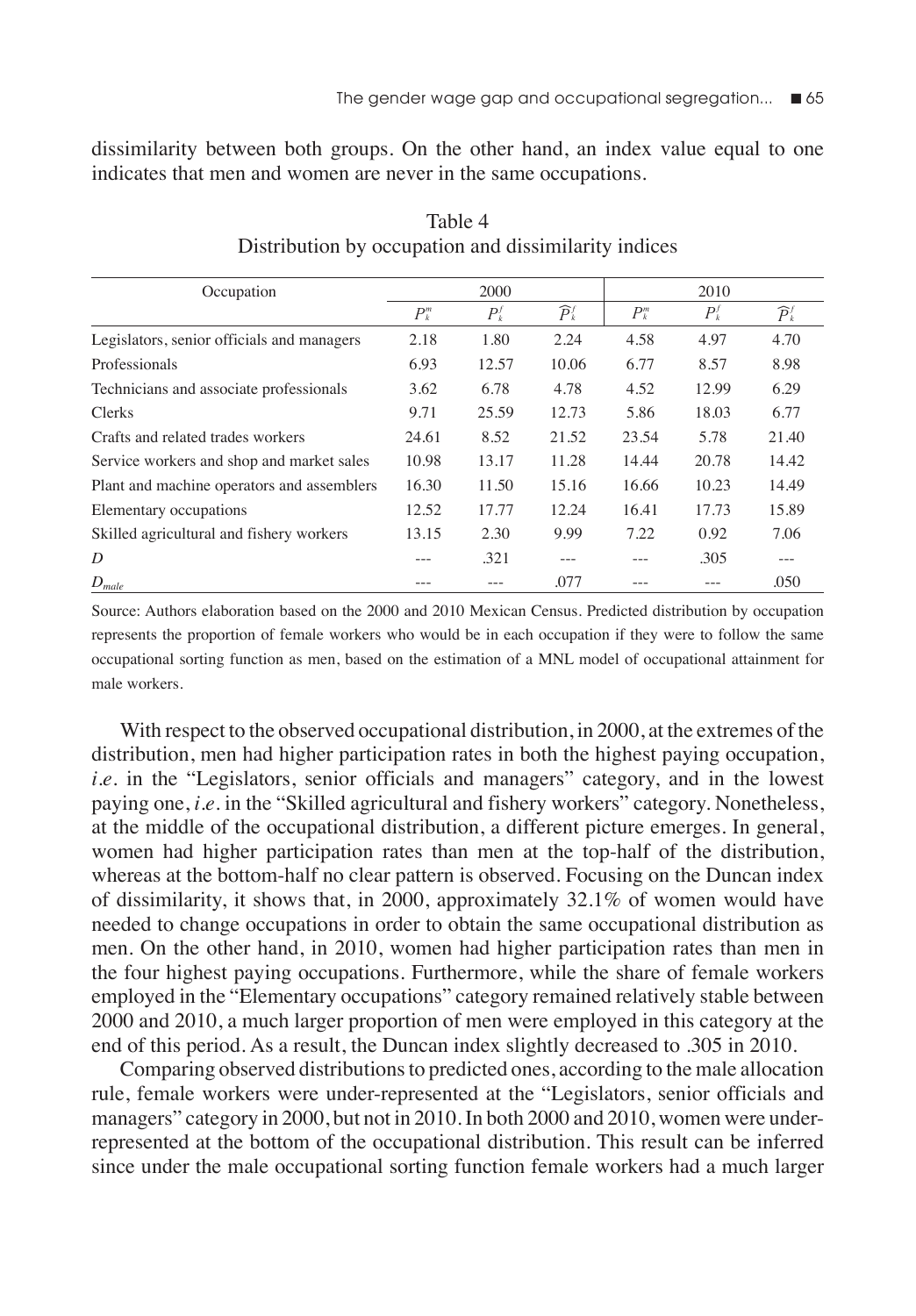dissimilarity between both groups. On the other hand, an index value equal to one indicates that men and women are never in the same occupations.

Table 4
Distribution by occupation and dissimilarity indices

| Occupation | 2000 | | | 2010 | | |
|---|---|---|---|---|---|---|
| | $P_k^m$ | $P_k^f$ | $\widehat{P}_k^f$ | $P_k^m$ | $P_k^f$ | $\widehat{P}_k^f$ |
| Legislators, senior officials and managers | 2.18 | 1.80 | 2.24 | 4.58 | 4.97 | 4.70 |
| Professionals | 6.93 | 12.57 | 10.06 | 6.77 | 8.57 | 8.98 |
| Technicians and associate professionals | 3.62 | 6.78 | 4.78 | 4.52 | 12.99 | 6.29 |
| Clerks | 9.71 | 25.59 | 12.73 | 5.86 | 18.03 | 6.77 |
| Crafts and related trades workers | 24.61 | 8.52 | 21.52 | 23.54 | 5.78 | 21.40 |
| Service workers and shop and market sales | 10.98 | 13.17 | 11.28 | 14.44 | 20.78 | 14.42 |
| Plant and machine operators and assemblers | 16.30 | 11.50 | 15.16 | 16.66 | 10.23 | 14.49 |
| Elementary occupations | 12.52 | 17.77 | 12.24 | 16.41 | 17.73 | 15.89 |
| Skilled agricultural and fishery workers | 13.15 | 2.30 | 9.99 | 7.22 | 0.92 | 7.06 |
| $D$ | --- | .321 | --- | --- | .305 | --- |
| $D_{male}$ | --- | --- | .077 | --- | --- | .050 |

Source: Authors elaboration based on the 2000 and 2010 Mexican Census. Predicted distribution by occupation represents the proportion of female workers who would be in each occupation if they were to follow the same occupational sorting function as men, based on the estimation of a MNL model of occupational attainment for male workers.

With respect to the observed occupational distribution, in 2000, at the extremes of the distribution, men had higher participation rates in both the highest paying occupation, *i.e.* in the "Legislators, senior officials and managers" category, and in the lowest paying one, *i.e.* in the "Skilled agricultural and fishery workers" category. Nonetheless, at the middle of the occupational distribution, a different picture emerges. In general, women had higher participation rates than men at the top-half of the distribution, whereas at the bottom-half no clear pattern is observed. Focusing on the Duncan index of dissimilarity, it shows that, in 2000, approximately 32.1% of women would have needed to change occupations in order to obtain the same occupational distribution as men. On the other hand, in 2010, women had higher participation rates than men in the four highest paying occupations. Furthermore, while the share of female workers employed in the "Elementary occupations" category remained relatively stable between 2000 and 2010, a much larger proportion of men were employed in this category at the end of this period. As a result, the Duncan index slightly decreased to .305 in 2010.

Comparing observed distributions to predicted ones, according to the male allocation rule, female workers were under-represented at the "Legislators, senior officials and managers" category in 2000, but not in 2010. In both 2000 and 2010, women were under-represented at the bottom of the occupational distribution. This result can be inferred since under the male occupational sorting function female workers had a much larger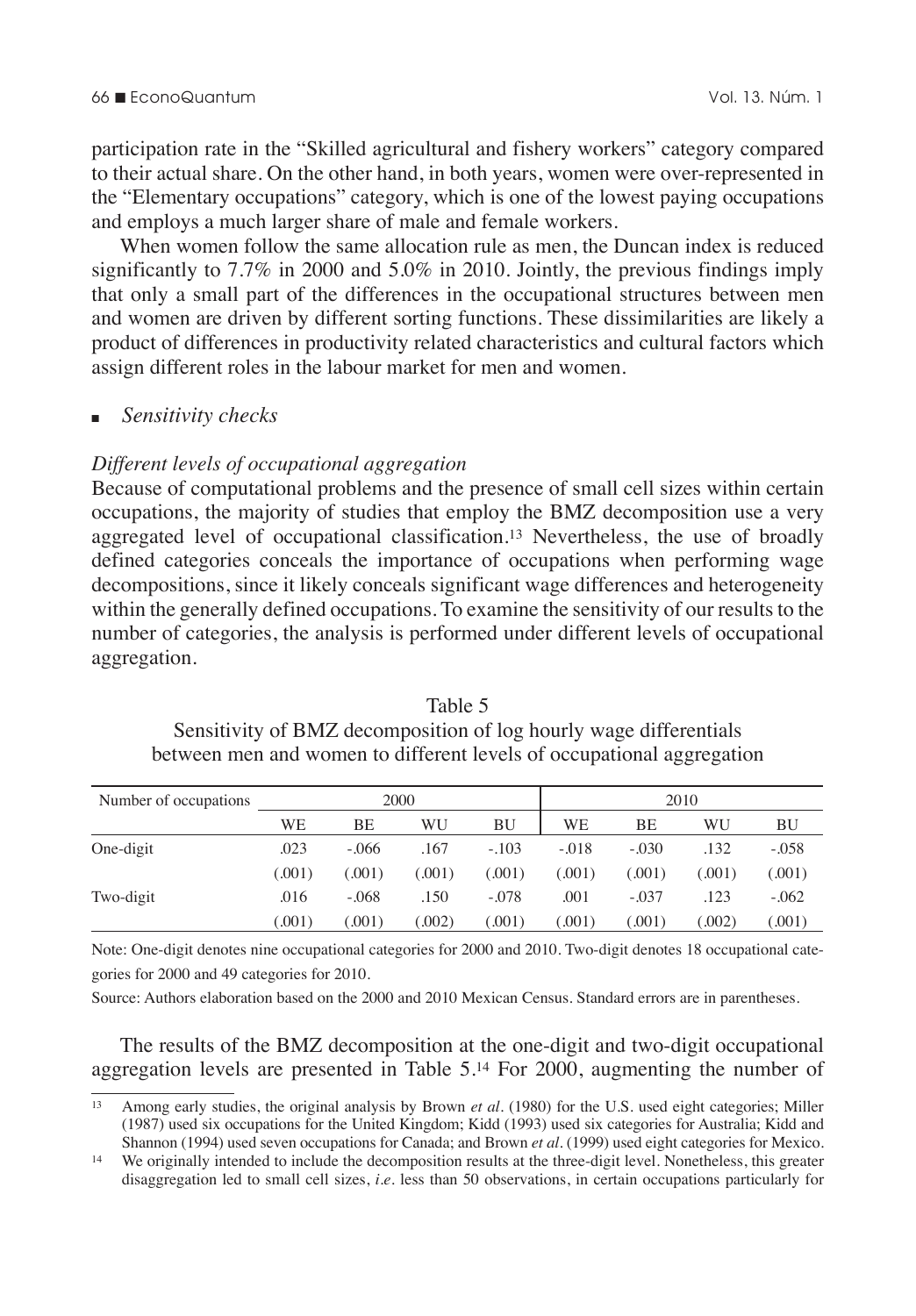participation rate in the “Skilled agricultural and fishery workers” category compared to their actual share. On the other hand, in both years, women were over-represented in the “Elementary occupations” category, which is one of the lowest paying occupations and employs a much larger share of male and female workers.

When women follow the same allocation rule as men, the Duncan index is reduced significantly to 7.7% in 2000 and 5.0% in 2010. Jointly, the previous findings imply that only a small part of the differences in the occupational structures between men and women are driven by different sorting functions. These dissimilarities are likely a product of differences in productivity related characteristics and cultural factors which assign different roles in the labour market for men and women.

- *Sensitivity checks*

*Different levels of occupational aggregation*

Because of computational problems and the presence of small cell sizes within certain occupations, the majority of studies that employ the BMZ decomposition use a very aggregated level of occupational classification.[13] Nevertheless, the use of broadly defined categories conceals the importance of occupations when performing wage decompositions, since it likely conceals significant wage differences and heterogeneity within the generally defined occupations. To examine the sensitivity of our results to the number of categories, the analysis is performed under different levels of occupational aggregation.

Table 5
Sensitivity of BMZ decomposition of log hourly wage differentials between men and women to different levels of occupational aggregation

| Number of occupations | 2000 | | | | 2010 | | | |
|---|---|---|---|---|---|---|---|---|
| | WE | BE | WU | BU | WE | BE | WU | BU |
| One-digit | .023 | -.066 | .167 | -.103 | -.018 | -.030 | .132 | -.058 |
| | (.001) | (.001) | (.001) | (.001) | (.001) | (.001) | (.001) | (.001) |
| Two-digit | .016 | -.068 | .150 | -.078 | .001 | -.037 | .123 | -.062 |
| | (.001) | (.001) | (.002) | (.001) | (.001) | (.001) | (.002) | (.001) |

Note: One-digit denotes nine occupational categories for 2000 and 2010. Two-digit denotes 18 occupational categories for 2000 and 49 categories for 2010.

Source: Authors elaboration based on the 2000 and 2010 Mexican Census. Standard errors are in parentheses.

The results of the BMZ decomposition at the one-digit and two-digit occupational aggregation levels are presented in Table 5.[14] For 2000, augmenting the number of

[13] Among early studies, the original analysis by Brown *et al*. (1980) for the U.S. used eight categories; Miller (1987) used six occupations for the United Kingdom; Kidd (1993) used six categories for Australia; Kidd and Shannon (1994) used seven occupations for Canada; and Brown *et al*. (1999) used eight categories for Mexico.

[14] We originally intended to include the decomposition results at the three-digit level. Nonetheless, this greater disaggregation led to small cell sizes, *i.e*. less than 50 observations, in certain occupations particularly for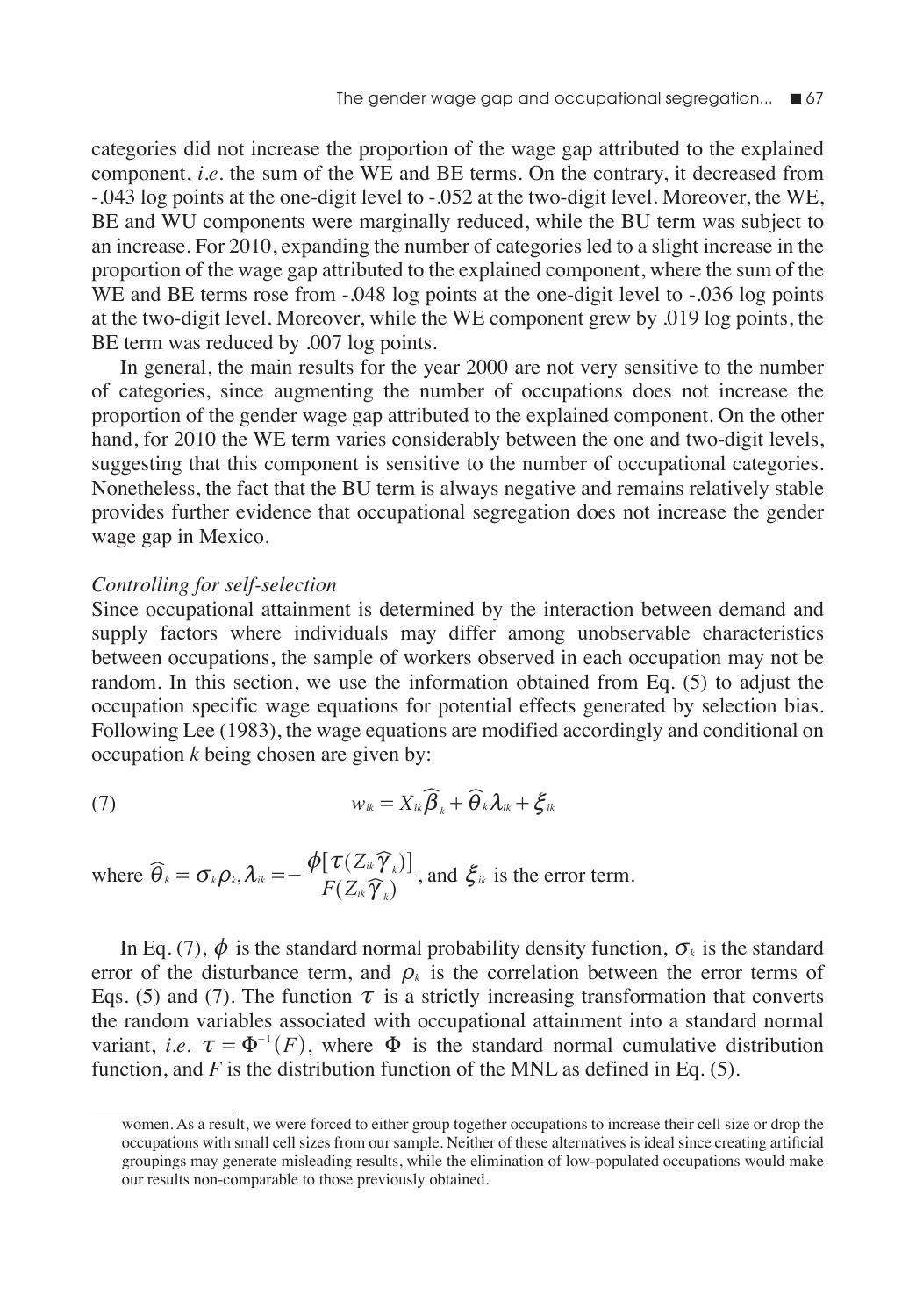categories did not increase the proportion of the wage gap attributed to the explained component, *i.e.* the sum of the WE and BE terms. On the contrary, it decreased from -.043 log points at the one-digit level to -.052 at the two-digit level. Moreover, the WE, BE and WU components were marginally reduced, while the BU term was subject to an increase. For 2010, expanding the number of categories led to a slight increase in the proportion of the wage gap attributed to the explained component, where the sum of the WE and BE terms rose from -.048 log points at the one-digit level to -.036 log points at the two-digit level. Moreover, while the WE component grew by .019 log points, the BE term was reduced by .007 log points.

In general, the main results for the year 2000 are not very sensitive to the number of categories, since augmenting the number of occupations does not increase the proportion of the gender wage gap attributed to the explained component. On the other hand, for 2010 the WE term varies considerably between the one and two-digit levels, suggesting that this component is sensitive to the number of occupational categories. Nonetheless, the fact that the BU term is always negative and remains relatively stable provides further evidence that occupational segregation does not increase the gender wage gap in Mexico.

*Controlling for self-selection*

Since occupational attainment is determined by the interaction between demand and supply factors where individuals may differ among unobservable characteristics between occupations, the sample of workers observed in each occupation may not be random. In this section, we use the information obtained from Eq. (5) to adjust the occupation specific wage equations for potential effects generated by selection bias. Following Lee (1983), the wage equations are modified accordingly and conditional on occupation $k$ being chosen are given by:

$$w_{ik} = X_{ik}\widehat{\beta}_k + \widehat{\theta}_k \lambda_{ik} + \xi_{ik} \tag{7}$$

where $\widehat{\theta}_k = \sigma_k \rho_k, \lambda_{ik} = -\dfrac{\phi[\tau(Z_{ik}\widehat{\gamma}_k)]}{F(Z_{ik}\widehat{\gamma}_k)}$, and $\xi_{ik}$ is the error term.

In Eq. (7), $\phi$ is the standard normal probability density function, $\sigma_k$ is the standard error of the disturbance term, and $\rho_k$ is the correlation between the error terms of Eqs. (5) and (7). The function $\tau$ is a strictly increasing transformation that converts the random variables associated with occupational attainment into a standard normal variant, *i.e.* $\tau = \Phi^{-1}(F)$, where $\Phi$ is the standard normal cumulative distribution function, and $F$ is the distribution function of the MNL as defined in Eq. (5).

women. As a result, we were forced to either group together occupations to increase their cell size or drop the occupations with small cell sizes from our sample. Neither of these alternatives is ideal since creating artificial groupings may generate misleading results, while the elimination of low-populated occupations would make our results non-comparable to those previously obtained.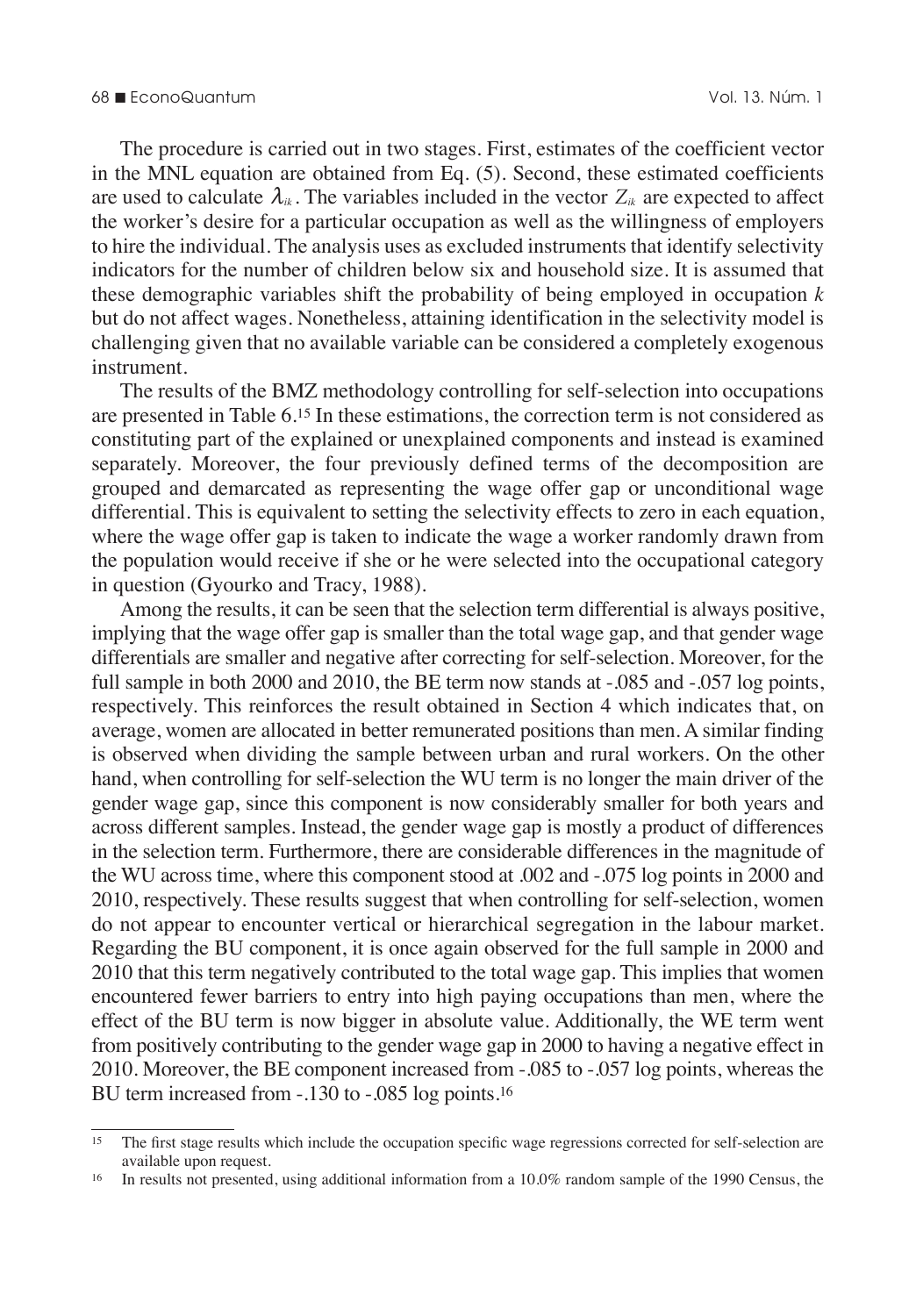The procedure is carried out in two stages. First, estimates of the coefficient vector in the MNL equation are obtained from Eq. (5). Second, these estimated coefficients are used to calculate $\lambda_{ik}$. The variables included in the vector $Z_{ik}$ are expected to affect the worker's desire for a particular occupation as well as the willingness of employers to hire the individual. The analysis uses as excluded instruments that identify selectivity indicators for the number of children below six and household size. It is assumed that these demographic variables shift the probability of being employed in occupation $k$ but do not affect wages. Nonetheless, attaining identification in the selectivity model is challenging given that no available variable can be considered a completely exogenous instrument.

The results of the BMZ methodology controlling for self-selection into occupations are presented in Table 6.[15] In these estimations, the correction term is not considered as constituting part of the explained or unexplained components and instead is examined separately. Moreover, the four previously defined terms of the decomposition are grouped and demarcated as representing the wage offer gap or unconditional wage differential. This is equivalent to setting the selectivity effects to zero in each equation, where the wage offer gap is taken to indicate the wage a worker randomly drawn from the population would receive if she or he were selected into the occupational category in question (Gyourko and Tracy, 1988).

Among the results, it can be seen that the selection term differential is always positive, implying that the wage offer gap is smaller than the total wage gap, and that gender wage differentials are smaller and negative after correcting for self-selection. Moreover, for the full sample in both 2000 and 2010, the BE term now stands at -.085 and -.057 log points, respectively. This reinforces the result obtained in Section 4 which indicates that, on average, women are allocated in better remunerated positions than men. A similar finding is observed when dividing the sample between urban and rural workers. On the other hand, when controlling for self-selection the WU term is no longer the main driver of the gender wage gap, since this component is now considerably smaller for both years and across different samples. Instead, the gender wage gap is mostly a product of differences in the selection term. Furthermore, there are considerable differences in the magnitude of the WU across time, where this component stood at .002 and -.075 log points in 2000 and 2010, respectively. These results suggest that when controlling for self-selection, women do not appear to encounter vertical or hierarchical segregation in the labour market. Regarding the BU component, it is once again observed for the full sample in 2000 and 2010 that this term negatively contributed to the total wage gap. This implies that women encountered fewer barriers to entry into high paying occupations than men, where the effect of the BU term is now bigger in absolute value. Additionally, the WE term went from positively contributing to the gender wage gap in 2000 to having a negative effect in 2010. Moreover, the BE component increased from -.085 to -.057 log points, whereas the BU term increased from -.130 to -.085 log points.[16]

---

[15] The first stage results which include the occupation specific wage regressions corrected for self-selection are available upon request.

[16] In results not presented, using additional information from a 10.0% random sample of the 1990 Census, the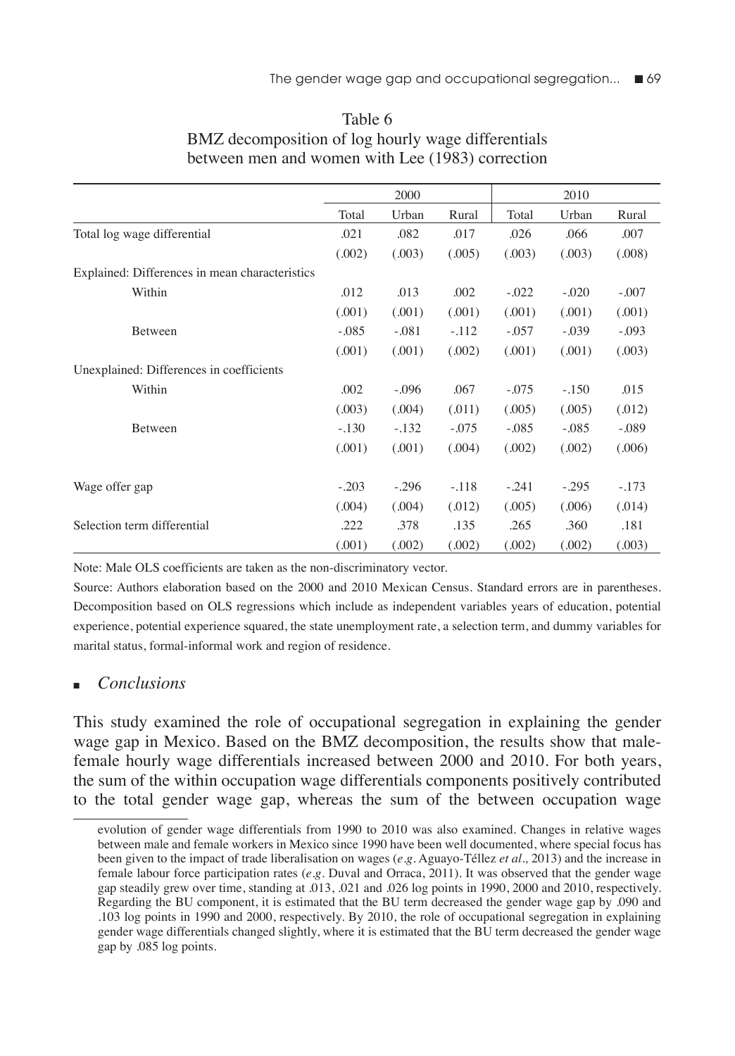Table 6
BMZ decomposition of log hourly wage differentials between men and women with Lee (1983) correction

| | 2000 | | | 2010 | | |
|---|---|---|---|---|---|---|
| | Total | Urban | Rural | Total | Urban | Rural |
| Total log wage differential | .021 | .082 | .017 | .026 | .066 | .007 |
| | (.002) | (.003) | (.005) | (.003) | (.003) | (.008) |
| Explained: Differences in mean characteristics | | | | | | |
| Within | .012 | .013 | .002 | -.022 | -.020 | -.007 |
| | (.001) | (.001) | (.001) | (.001) | (.001) | (.001) |
| Between | -.085 | -.081 | -.112 | -.057 | -.039 | -.093 |
| | (.001) | (.001) | (.002) | (.001) | (.001) | (.003) |
| Unexplained: Differences in coefficients | | | | | | |
| Within | .002 | -.096 | .067 | -.075 | -.150 | .015 |
| | (.003) | (.004) | (.011) | (.005) | (.005) | (.012) |
| Between | -.130 | -.132 | -.075 | -.085 | -.085 | -.089 |
| | (.001) | (.001) | (.004) | (.002) | (.002) | (.006) |
| Wage offer gap | -.203 | -.296 | -.118 | -.241 | -.295 | -.173 |
| | (.004) | (.004) | (.012) | (.005) | (.006) | (.014) |
| Selection term differential | .222 | .378 | .135 | .265 | .360 | .181 |
| | (.001) | (.002) | (.002) | (.002) | (.002) | (.003) |

Note: Male OLS coefficients are taken as the non-discriminatory vector.

Source: Authors elaboration based on the 2000 and 2010 Mexican Census. Standard errors are in parentheses. Decomposition based on OLS regressions which include as independent variables years of education, potential experience, potential experience squared, the state unemployment rate, a selection term, and dummy variables for marital status, formal-informal work and region of residence.

## *Conclusions*

This study examined the role of occupational segregation in explaining the gender wage gap in Mexico. Based on the BMZ decomposition, the results show that male-female hourly wage differentials increased between 2000 and 2010. For both years, the sum of the within occupation wage differentials components positively contributed to the total gender wage gap, whereas the sum of the between occupation wage

evolution of gender wage differentials from 1990 to 2010 was also examined. Changes in relative wages between male and female workers in Mexico since 1990 have been well documented, where special focus has been given to the impact of trade liberalisation on wages (*e.g.* Aguayo-Téllez *et al.,* 2013) and the increase in female labour force participation rates (*e.g.* Duval and Orraca, 2011). It was observed that the gender wage gap steadily grew over time, standing at .013, .021 and .026 log points in 1990, 2000 and 2010, respectively. Regarding the BU component, it is estimated that the BU term decreased the gender wage gap by .090 and .103 log points in 1990 and 2000, respectively. By 2010, the role of occupational segregation in explaining gender wage differentials changed slightly, where it is estimated that the BU term decreased the gender wage gap by .085 log points.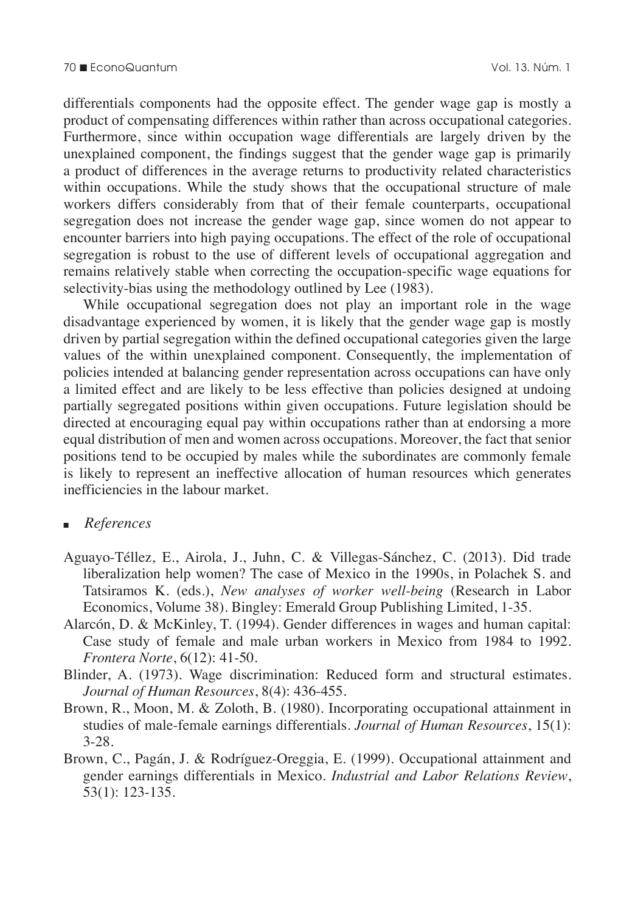differentials components had the opposite effect. The gender wage gap is mostly a product of compensating differences within rather than across occupational categories. Furthermore, since within occupation wage differentials are largely driven by the unexplained component, the findings suggest that the gender wage gap is primarily a product of differences in the average returns to productivity related characteristics within occupations. While the study shows that the occupational structure of male workers differs considerably from that of their female counterparts, occupational segregation does not increase the gender wage gap, since women do not appear to encounter barriers into high paying occupations. The effect of the role of occupational segregation is robust to the use of different levels of occupational aggregation and remains relatively stable when correcting the occupation-specific wage equations for selectivity-bias using the methodology outlined by Lee (1983).

While occupational segregation does not play an important role in the wage disadvantage experienced by women, it is likely that the gender wage gap is mostly driven by partial segregation within the defined occupational categories given the large values of the within unexplained component. Consequently, the implementation of policies intended at balancing gender representation across occupations can have only a limited effect and are likely to be less effective than policies designed at undoing partially segregated positions within given occupations. Future legislation should be directed at encouraging equal pay within occupations rather than at endorsing a more equal distribution of men and women across occupations. Moreover, the fact that senior positions tend to be occupied by males while the subordinates are commonly female is likely to represent an ineffective allocation of human resources which generates inefficiencies in the labour market.

## *References*

Aguayo-Téllez, E., Airola, J., Juhn, C. & Villegas-Sánchez, C. (2013). Did trade liberalization help women? The case of Mexico in the 1990s, in Polachek S. and Tatsiramos K. (eds.), *New analyses of worker well-being* (Research in Labor Economics, Volume 38). Bingley: Emerald Group Publishing Limited, 1-35.

Alarcón, D. & McKinley, T. (1994). Gender differences in wages and human capital: Case study of female and male urban workers in Mexico from 1984 to 1992. *Frontera Norte*, 6(12): 41-50.

Blinder, A. (1973). Wage discrimination: Reduced form and structural estimates. *Journal of Human Resources*, 8(4): 436-455.

Brown, R., Moon, M. & Zoloth, B. (1980). Incorporating occupational attainment in studies of male-female earnings differentials. *Journal of Human Resources*, 15(1): 3-28.

Brown, C., Pagán, J. & Rodríguez-Oreggia, E. (1999). Occupational attainment and gender earnings differentials in Mexico. *Industrial and Labor Relations Review*, 53(1): 123-135.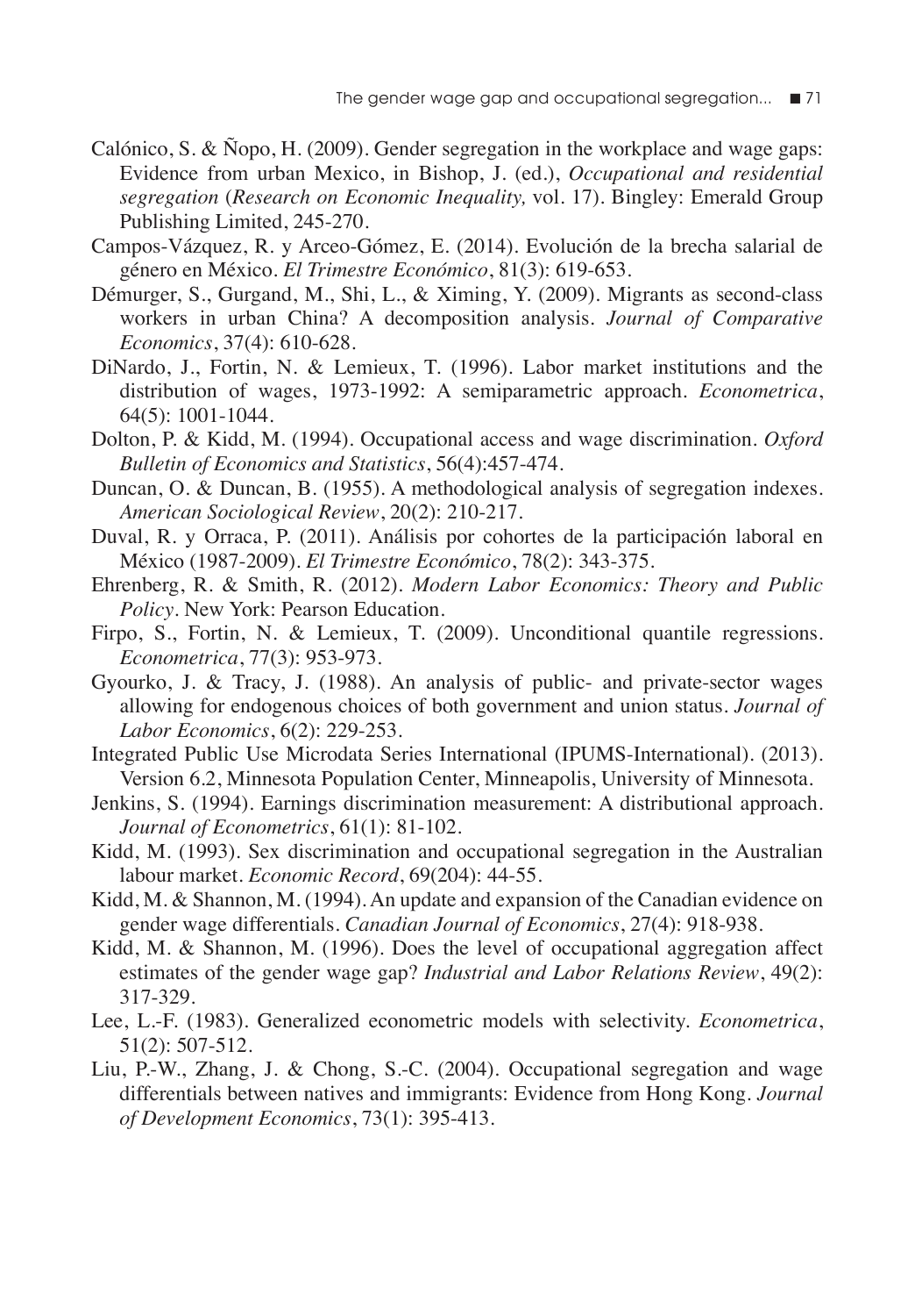Calónico, S. & Ñopo, H. (2009). Gender segregation in the workplace and wage gaps: Evidence from urban Mexico, in Bishop, J. (ed.), *Occupational and residential segregation* (*Research on Economic Inequality,* vol. 17). Bingley: Emerald Group Publishing Limited, 245-270.

Campos-Vázquez, R. y Arceo-Gómez, E. (2014). Evolución de la brecha salarial de género en México. *El Trimestre Económico*, 81(3): 619-653.

Démurger, S., Gurgand, M., Shi, L., & Ximing, Y. (2009). Migrants as second-class workers in urban China? A decomposition analysis. *Journal of Comparative Economics*, 37(4): 610-628.

DiNardo, J., Fortin, N. & Lemieux, T. (1996). Labor market institutions and the distribution of wages, 1973-1992: A semiparametric approach. *Econometrica*, 64(5): 1001-1044.

Dolton, P. & Kidd, M. (1994). Occupational access and wage discrimination. *Oxford Bulletin of Economics and Statistics*, 56(4):457-474.

Duncan, O. & Duncan, B. (1955). A methodological analysis of segregation indexes. *American Sociological Review*, 20(2): 210-217.

Duval, R. y Orraca, P. (2011). Análisis por cohortes de la participación laboral en México (1987-2009). *El Trimestre Económico*, 78(2): 343-375.

Ehrenberg, R. & Smith, R. (2012). *Modern Labor Economics: Theory and Public Policy*. New York: Pearson Education.

Firpo, S., Fortin, N. & Lemieux, T. (2009). Unconditional quantile regressions. *Econometrica*, 77(3): 953-973.

Gyourko, J. & Tracy, J. (1988). An analysis of public- and private-sector wages allowing for endogenous choices of both government and union status. *Journal of Labor Economics*, 6(2): 229-253.

Integrated Public Use Microdata Series International (IPUMS-International). (2013). Version 6.2, Minnesota Population Center, Minneapolis, University of Minnesota.

Jenkins, S. (1994). Earnings discrimination measurement: A distributional approach. *Journal of Econometrics*, 61(1): 81-102.

Kidd, M. (1993). Sex discrimination and occupational segregation in the Australian labour market. *Economic Record*, 69(204): 44-55.

Kidd, M. & Shannon, M. (1994). An update and expansion of the Canadian evidence on gender wage differentials. *Canadian Journal of Economics*, 27(4): 918-938.

Kidd, M. & Shannon, M. (1996). Does the level of occupational aggregation affect estimates of the gender wage gap? *Industrial and Labor Relations Review*, 49(2): 317-329.

Lee, L.-F. (1983). Generalized econometric models with selectivity. *Econometrica*, 51(2): 507-512.

Liu, P.-W., Zhang, J. & Chong, S.-C. (2004). Occupational segregation and wage differentials between natives and immigrants: Evidence from Hong Kong. *Journal of Development Economics*, 73(1): 395-413.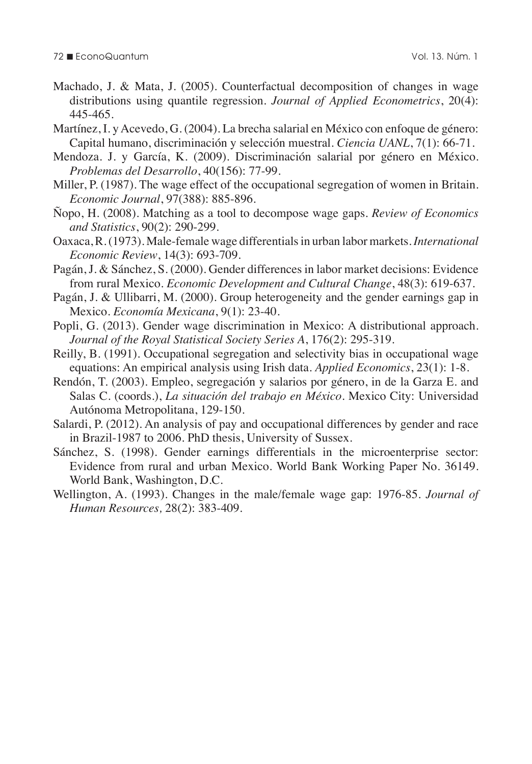Machado, J. & Mata, J. (2005). Counterfactual decomposition of changes in wage distributions using quantile regression. *Journal of Applied Econometrics*, 20(4): 445-465.

Martínez, I. y Acevedo, G. (2004). La brecha salarial en México con enfoque de género: Capital humano, discriminación y selección muestral. *Ciencia UANL*, 7(1): 66-71.

Mendoza. J. y García, K. (2009). Discriminación salarial por género en México. *Problemas del Desarrollo*, 40(156): 77-99.

Miller, P. (1987). The wage effect of the occupational segregation of women in Britain. *Economic Journal*, 97(388): 885-896.

Ñopo, H. (2008). Matching as a tool to decompose wage gaps. *Review of Economics and Statistics*, 90(2): 290-299.

Oaxaca, R. (1973). Male-female wage differentials in urban labor markets. *International Economic Review*, 14(3): 693-709.

Pagán, J. & Sánchez, S. (2000). Gender differences in labor market decisions: Evidence from rural Mexico. *Economic Development and Cultural Change*, 48(3): 619-637.

Pagán, J. & Ullibarri, M. (2000). Group heterogeneity and the gender earnings gap in Mexico. *Economía Mexicana*, 9(1): 23-40.

Popli, G. (2013). Gender wage discrimination in Mexico: A distributional approach. *Journal of the Royal Statistical Society Series A*, 176(2): 295-319.

Reilly, B. (1991). Occupational segregation and selectivity bias in occupational wage equations: An empirical analysis using Irish data. *Applied Economics*, 23(1): 1-8.

Rendón, T. (2003). Empleo, segregación y salarios por género, in de la Garza E. and Salas C. (coords.), *La situación del trabajo en México*. Mexico City: Universidad Autónoma Metropolitana, 129-150.

Salardi, P. (2012). An analysis of pay and occupational differences by gender and race in Brazil-1987 to 2006. PhD thesis, University of Sussex.

Sánchez, S. (1998). Gender earnings differentials in the microenterprise sector: Evidence from rural and urban Mexico. World Bank Working Paper No. 36149. World Bank, Washington, D.C.

Wellington, A. (1993). Changes in the male/female wage gap: 1976-85. *Journal of Human Resources,* 28(2): 383-409.